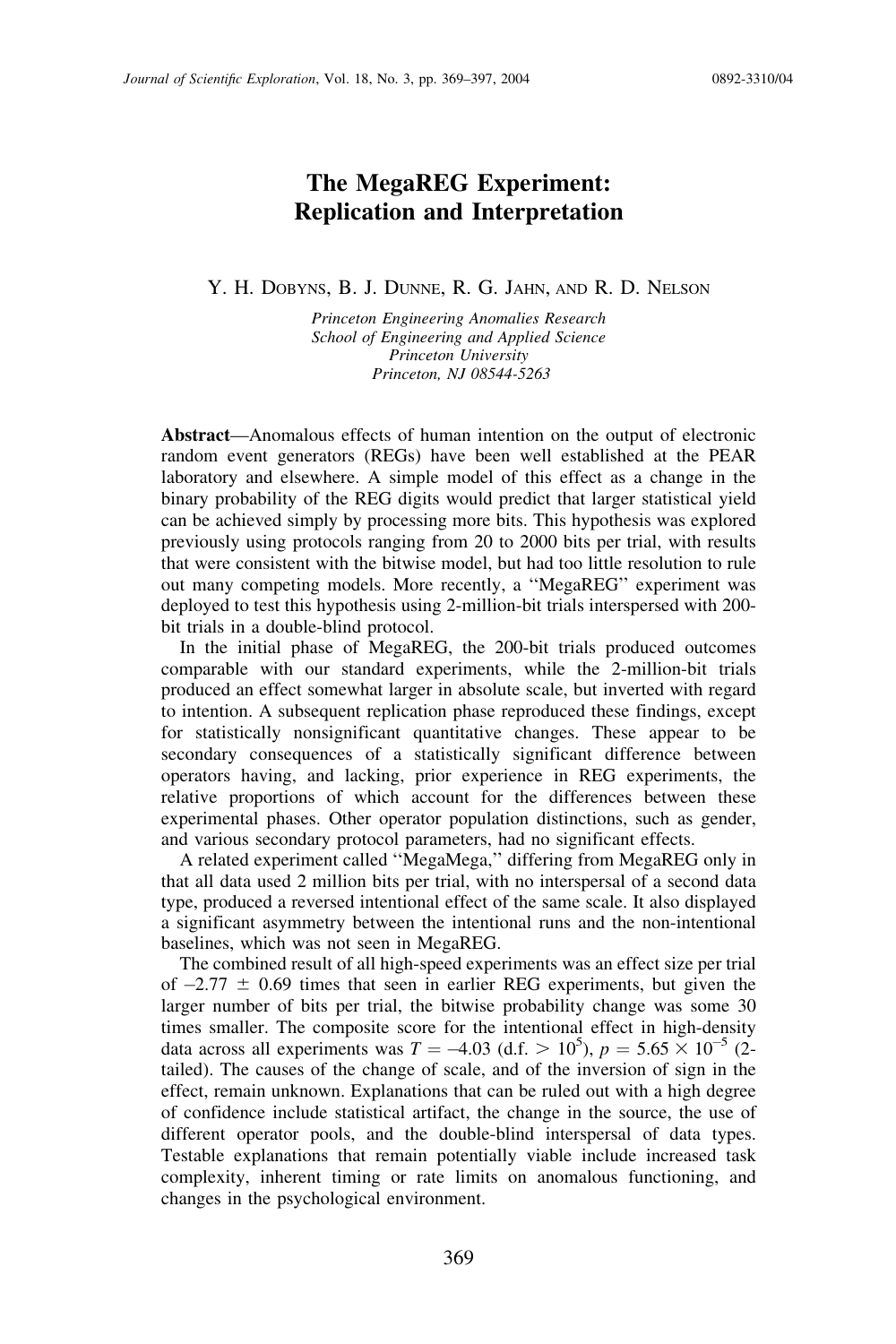# The MegaREG Experiment: Replication and Interpretation

Y. H. Dobyns, B. J. Dunne, R. G. Jahn, and R. D. Nelson

*Princeton Engineering Anomalies Research*
*School of Engineering and Applied Science*
*Princeton University*
*Princeton, NJ 08544-5263*

**Abstract**—Anomalous effects of human intention on the output of electronic random event generators (REGs) have been well established at the PEAR laboratory and elsewhere. A simple model of this effect as a change in the binary probability of the REG digits would predict that larger statistical yield can be achieved simply by processing more bits. This hypothesis was explored previously using protocols ranging from 20 to 2000 bits per trial, with results that were consistent with the bitwise model, but had too little resolution to rule out many competing models. More recently, a "MegaREG" experiment was deployed to test this hypothesis using 2-million-bit trials interspersed with 200-bit trials in a double-blind protocol.

In the initial phase of MegaREG, the 200-bit trials produced outcomes comparable with our standard experiments, while the 2-million-bit trials produced an effect somewhat larger in absolute scale, but inverted with regard to intention. A subsequent replication phase reproduced these findings, except for statistically nonsignificant quantitative changes. These appear to be secondary consequences of a statistically significant difference between operators having, and lacking, prior experience in REG experiments, the relative proportions of which account for the differences between these experimental phases. Other operator population distinctions, such as gender, and various secondary protocol parameters, had no significant effects.

A related experiment called "MegaMega," differing from MegaREG only in that all data used 2 million bits per trial, with no interspersal of a second data type, produced a reversed intentional effect of the same scale. It also displayed a significant asymmetry between the intentional runs and the non-intentional baselines, which was not seen in MegaREG.

The combined result of all high-speed experiments was an effect size per trial of $-2.77 \pm 0.69$ times that seen in earlier REG experiments, but given the larger number of bits per trial, the bitwise probability change was some 30 times smaller. The composite score for the intentional effect in high-density data across all experiments was $T = -4.03$ (d.f. $> 10^5$), $p = 5.65 \times 10^{-5}$ (2-tailed). The causes of the change of scale, and of the inversion of sign in the effect, remain unknown. Explanations that can be ruled out with a high degree of confidence include statistical artifact, the change in the source, the use of different operator pools, and the double-blind interspersal of data types. Testable explanations that remain potentially viable include increased task complexity, inherent timing or rate limits on anomalous functioning, and changes in the psychological environment.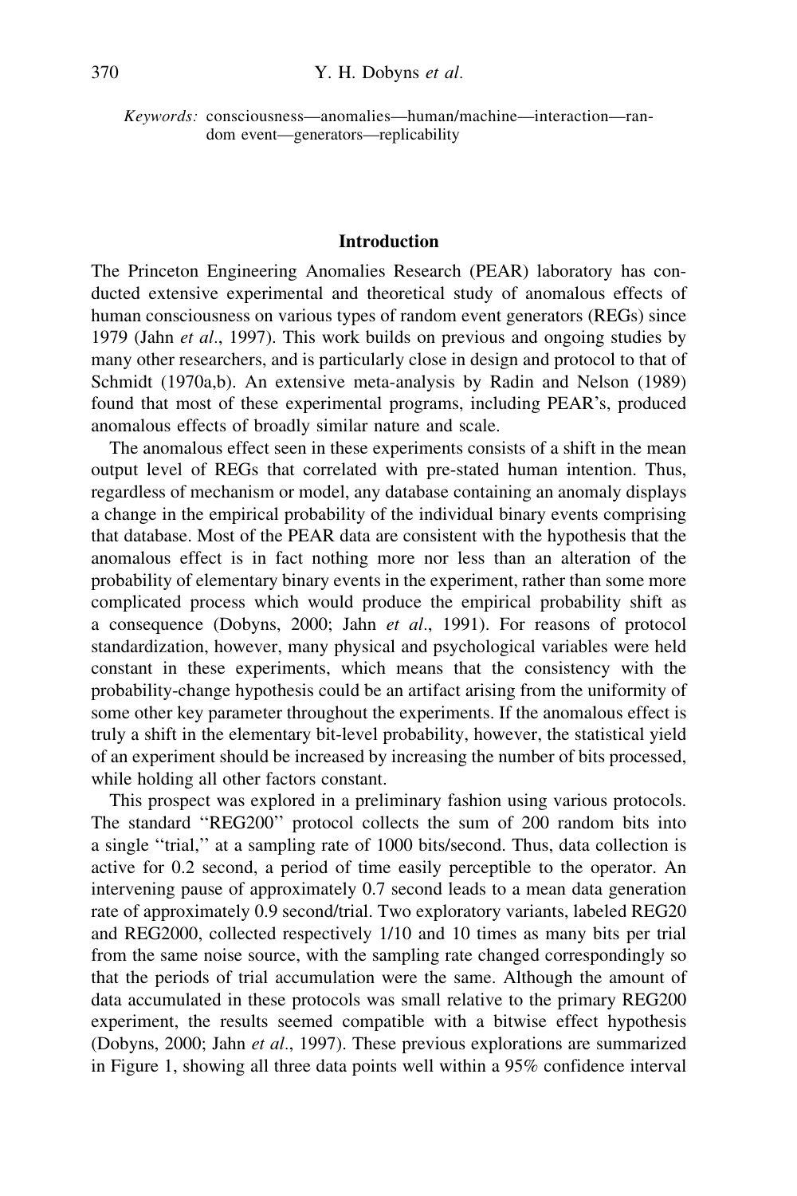*Keywords:* consciousness—anomalies—human/machine—interaction—random event—generators—replicability

## Introduction

The Princeton Engineering Anomalies Research (PEAR) laboratory has conducted extensive experimental and theoretical study of anomalous effects of human consciousness on various types of random event generators (REGs) since 1979 (Jahn *et al.*, 1997). This work builds on previous and ongoing studies by many other researchers, and is particularly close in design and protocol to that of Schmidt (1970a,b). An extensive meta-analysis by Radin and Nelson (1989) found that most of these experimental programs, including PEAR's, produced anomalous effects of broadly similar nature and scale.

The anomalous effect seen in these experiments consists of a shift in the mean output level of REGs that correlated with pre-stated human intention. Thus, regardless of mechanism or model, any database containing an anomaly displays a change in the empirical probability of the individual binary events comprising that database. Most of the PEAR data are consistent with the hypothesis that the anomalous effect is in fact nothing more nor less than an alteration of the probability of elementary binary events in the experiment, rather than some more complicated process which would produce the empirical probability shift as a consequence (Dobyns, 2000; Jahn *et al.*, 1991). For reasons of protocol standardization, however, many physical and psychological variables were held constant in these experiments, which means that the consistency with the probability-change hypothesis could be an artifact arising from the uniformity of some other key parameter throughout the experiments. If the anomalous effect is truly a shift in the elementary bit-level probability, however, the statistical yield of an experiment should be increased by increasing the number of bits processed, while holding all other factors constant.

This prospect was explored in a preliminary fashion using various protocols. The standard "REG200" protocol collects the sum of 200 random bits into a single "trial," at a sampling rate of 1000 bits/second. Thus, data collection is active for 0.2 second, a period of time easily perceptible to the operator. An intervening pause of approximately 0.7 second leads to a mean data generation rate of approximately 0.9 second/trial. Two exploratory variants, labeled REG20 and REG2000, collected respectively 1/10 and 10 times as many bits per trial from the same noise source, with the sampling rate changed correspondingly so that the periods of trial accumulation were the same. Although the amount of data accumulated in these protocols was small relative to the primary REG200 experiment, the results seemed compatible with a bitwise effect hypothesis (Dobyns, 2000; Jahn *et al.*, 1997). These previous explorations are summarized in Figure 1, showing all three data points well within a 95% confidence interval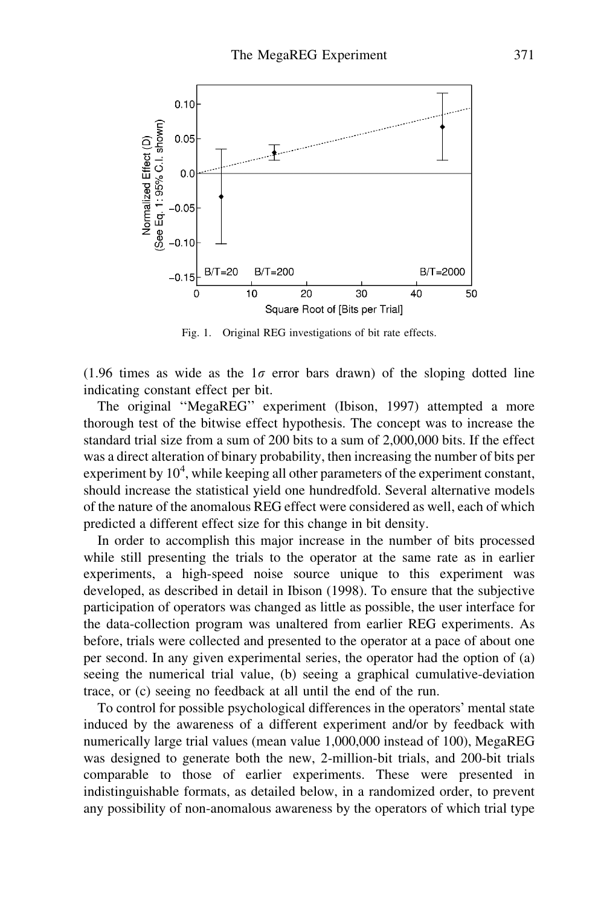Normalized Effect (D)
(See Eq. 1: 95% C.I. shown)

0.10
0.05
0.0
−0.05
−0.10
−0.15

B/T=20   B/T=200   B/T=2000

0   10   20   30   40   50

Square Root of [Bits per Trial]

Fig. 1. Original REG investigations of bit rate effects.

(1.96 times as wide as the $1\sigma$ error bars drawn) of the sloping dotted line indicating constant effect per bit.

The original "MegaREG" experiment (Ibison, 1997) attempted a more thorough test of the bitwise effect hypothesis. The concept was to increase the standard trial size from a sum of 200 bits to a sum of 2,000,000 bits. If the effect was a direct alteration of binary probability, then increasing the number of bits per experiment by $10^4$, while keeping all other parameters of the experiment constant, should increase the statistical yield one hundredfold. Several alternative models of the nature of the anomalous REG effect were considered as well, each of which predicted a different effect size for this change in bit density.

In order to accomplish this major increase in the number of bits processed while still presenting the trials to the operator at the same rate as in earlier experiments, a high-speed noise source unique to this experiment was developed, as described in detail in Ibison (1998). To ensure that the subjective participation of operators was changed as little as possible, the user interface for the data-collection program was unaltered from earlier REG experiments. As before, trials were collected and presented to the operator at a pace of about one per second. In any given experimental series, the operator had the option of (a) seeing the numerical trial value, (b) seeing a graphical cumulative-deviation trace, or (c) seeing no feedback at all until the end of the run.

To control for possible psychological differences in the operators' mental state induced by the awareness of a different experiment and/or by feedback with numerically large trial values (mean value 1,000,000 instead of 100), MegaREG was designed to generate both the new, 2-million-bit trials, and 200-bit trials comparable to those of earlier experiments. These were presented in indistinguishable formats, as detailed below, in a randomized order, to prevent any possibility of non-anomalous awareness by the operators of which trial type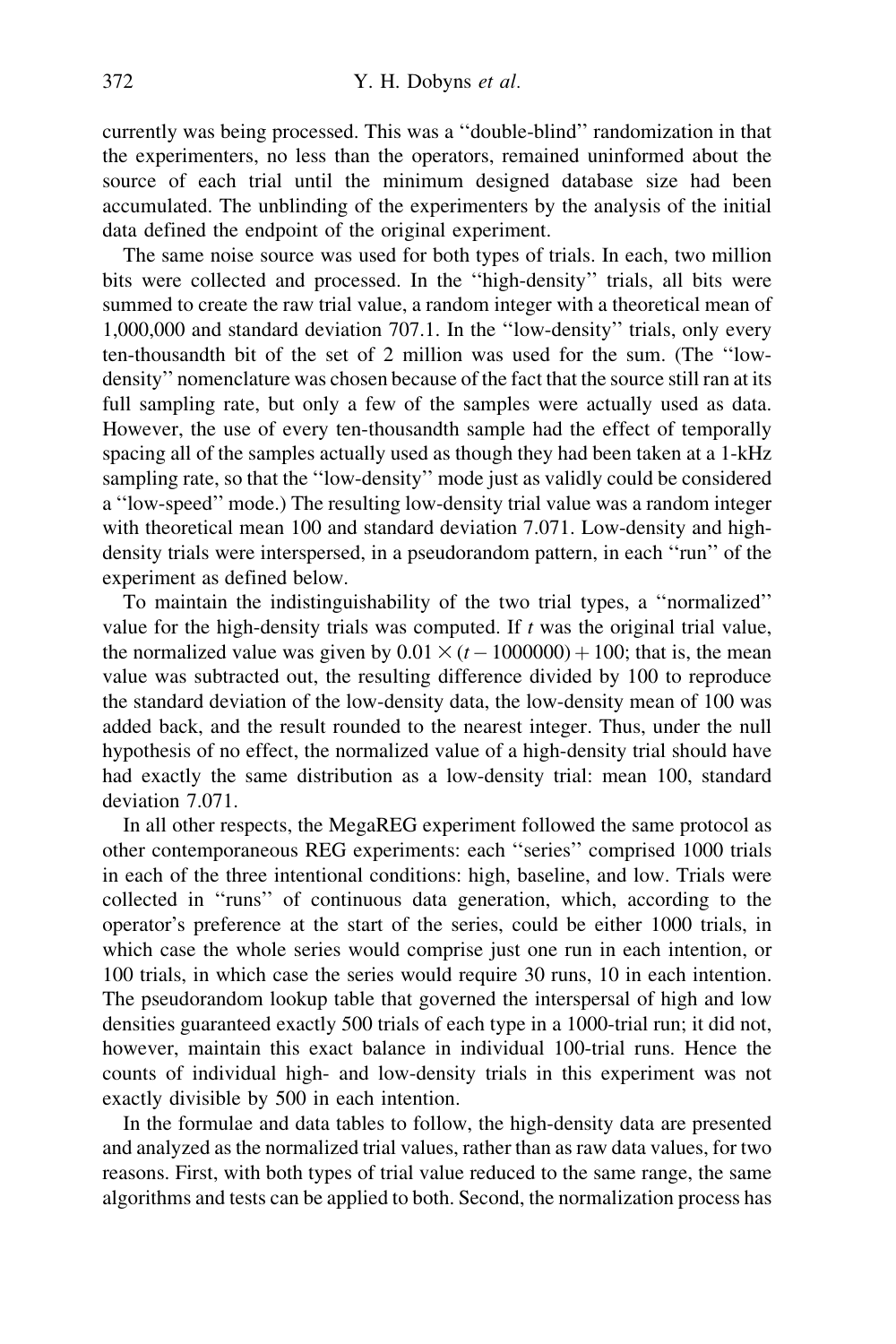currently was being processed. This was a ''double-blind'' randomization in that the experimenters, no less than the operators, remained uninformed about the source of each trial until the minimum designed database size had been accumulated. The unblinding of the experimenters by the analysis of the initial data defined the endpoint of the original experiment.

The same noise source was used for both types of trials. In each, two million bits were collected and processed. In the ''high-density'' trials, all bits were summed to create the raw trial value, a random integer with a theoretical mean of 1,000,000 and standard deviation 707.1. In the ''low-density'' trials, only every ten-thousandth bit of the set of 2 million was used for the sum. (The ''low-density'' nomenclature was chosen because of the fact that the source still ran at its full sampling rate, but only a few of the samples were actually used as data. However, the use of every ten-thousandth sample had the effect of temporally spacing all of the samples actually used as though they had been taken at a 1-kHz sampling rate, so that the ''low-density'' mode just as validly could be considered a ''low-speed'' mode.) The resulting low-density trial value was a random integer with theoretical mean 100 and standard deviation 7.071. Low-density and high-density trials were interspersed, in a pseudorandom pattern, in each ''run'' of the experiment as defined below.

To maintain the indistinguishability of the two trial types, a ''normalized'' value for the high-density trials was computed. If $t$ was the original trial value, the normalized value was given by $0.01 \times (t - 1000000) + 100$; that is, the mean value was subtracted out, the resulting difference divided by 100 to reproduce the standard deviation of the low-density data, the low-density mean of 100 was added back, and the result rounded to the nearest integer. Thus, under the null hypothesis of no effect, the normalized value of a high-density trial should have had exactly the same distribution as a low-density trial: mean 100, standard deviation 7.071.

In all other respects, the MegaREG experiment followed the same protocol as other contemporaneous REG experiments: each ''series'' comprised 1000 trials in each of the three intentional conditions: high, baseline, and low. Trials were collected in ''runs'' of continuous data generation, which, according to the operator's preference at the start of the series, could be either 1000 trials, in which case the whole series would comprise just one run in each intention, or 100 trials, in which case the series would require 30 runs, 10 in each intention. The pseudorandom lookup table that governed the interspersal of high and low densities guaranteed exactly 500 trials of each type in a 1000-trial run; it did not, however, maintain this exact balance in individual 100-trial runs. Hence the counts of individual high- and low-density trials in this experiment was not exactly divisible by 500 in each intention.

In the formulae and data tables to follow, the high-density data are presented and analyzed as the normalized trial values, rather than as raw data values, for two reasons. First, with both types of trial value reduced to the same range, the same algorithms and tests can be applied to both. Second, the normalization process has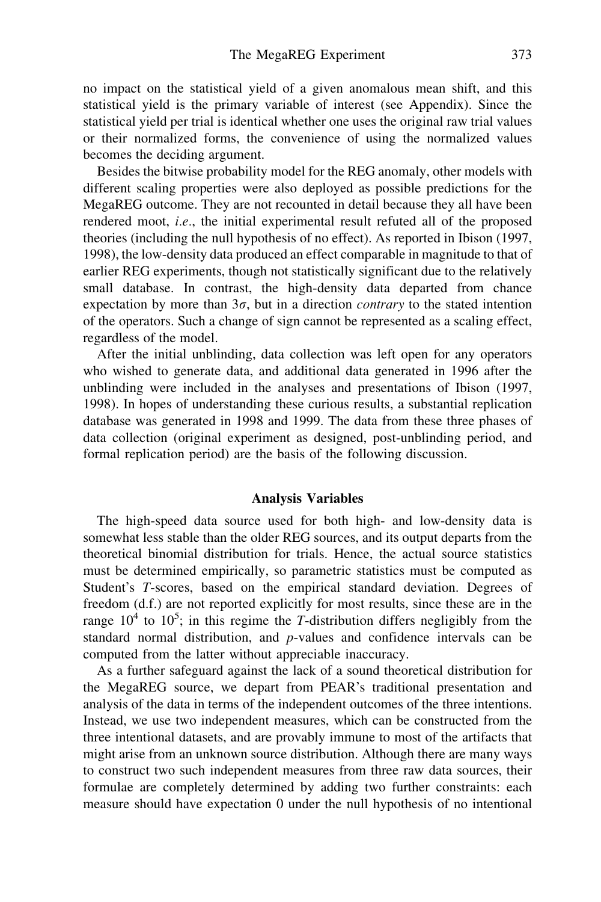no impact on the statistical yield of a given anomalous mean shift, and this statistical yield is the primary variable of interest (see Appendix). Since the statistical yield per trial is identical whether one uses the original raw trial values or their normalized forms, the convenience of using the normalized values becomes the deciding argument.

Besides the bitwise probability model for the REG anomaly, other models with different scaling properties were also deployed as possible predictions for the MegaREG outcome. They are not recounted in detail because they all have been rendered moot, *i.e*., the initial experimental result refuted all of the proposed theories (including the null hypothesis of no effect). As reported in Ibison (1997, 1998), the low-density data produced an effect comparable in magnitude to that of earlier REG experiments, though not statistically significant due to the relatively small database. In contrast, the high-density data departed from chance expectation by more than $3\sigma$, but in a direction *contrary* to the stated intention of the operators. Such a change of sign cannot be represented as a scaling effect, regardless of the model.

After the initial unblinding, data collection was left open for any operators who wished to generate data, and additional data generated in 1996 after the unblinding were included in the analyses and presentations of Ibison (1997, 1998). In hopes of understanding these curious results, a substantial replication database was generated in 1998 and 1999. The data from these three phases of data collection (original experiment as designed, post-unblinding period, and formal replication period) are the basis of the following discussion.

## Analysis Variables

The high-speed data source used for both high- and low-density data is somewhat less stable than the older REG sources, and its output departs from the theoretical binomial distribution for trials. Hence, the actual source statistics must be determined empirically, so parametric statistics must be computed as Student's $T$-scores, based on the empirical standard deviation. Degrees of freedom (d.f.) are not reported explicitly for most results, since these are in the range $10^4$ to $10^5$; in this regime the $T$-distribution differs negligibly from the standard normal distribution, and $p$-values and confidence intervals can be computed from the latter without appreciable inaccuracy.

As a further safeguard against the lack of a sound theoretical distribution for the MegaREG source, we depart from PEAR's traditional presentation and analysis of the data in terms of the independent outcomes of the three intentions. Instead, we use two independent measures, which can be constructed from the three intentional datasets, and are provably immune to most of the artifacts that might arise from an unknown source distribution. Although there are many ways to construct two such independent measures from three raw data sources, their formulae are completely determined by adding two further constraints: each measure should have expectation 0 under the null hypothesis of no intentional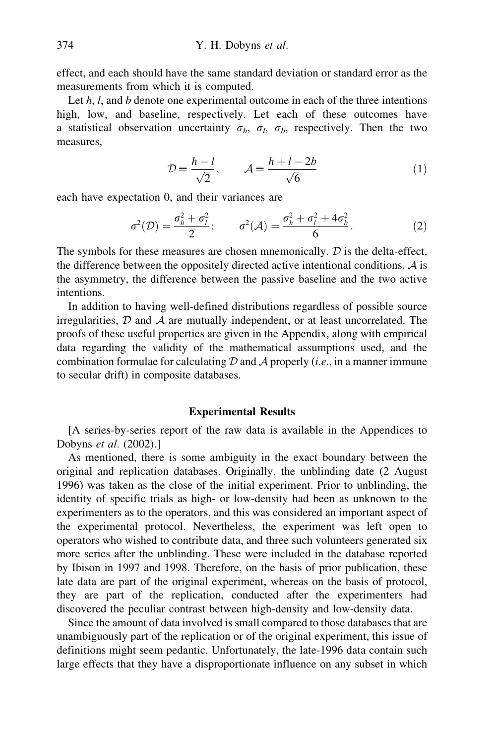effect, and each should have the same standard deviation or standard error as the measurements from which it is computed.

Let $h$, $l$, and $b$ denote one experimental outcome in each of the three intentions high, low, and baseline, respectively. Let each of these outcomes have a statistical observation uncertainty $\sigma_h$, $\sigma_l$, $\sigma_b$, respectively. Then the two measures,

$$\mathcal{D} \equiv \frac{h - l}{\sqrt{2}}, \qquad \mathcal{A} \equiv \frac{h + l - 2b}{\sqrt{6}} \tag{1}$$

each have expectation 0, and their variances are

$$\sigma^2(\mathcal{D}) = \frac{\sigma_h^2 + \sigma_l^2}{2}; \qquad \sigma^2(\mathcal{A}) = \frac{\sigma_h^2 + \sigma_l^2 + 4\sigma_b^2}{6}. \tag{2}$$

The symbols for these measures are chosen mnemonically. $\mathcal{D}$ is the delta-effect, the difference between the oppositely directed active intentional conditions. $\mathcal{A}$ is the asymmetry, the difference between the passive baseline and the two active intentions.

In addition to having well-defined distributions regardless of possible source irregularities, $\mathcal{D}$ and $\mathcal{A}$ are mutually independent, or at least uncorrelated. The proofs of these useful properties are given in the Appendix, along with empirical data regarding the validity of the mathematical assumptions used, and the combination formulae for calculating $\mathcal{D}$ and $\mathcal{A}$ properly (*i.e.*, in a manner immune to secular drift) in composite databases.

## Experimental Results

[A series-by-series report of the raw data is available in the Appendices to Dobyns *et al.* (2002).]

As mentioned, there is some ambiguity in the exact boundary between the original and replication databases. Originally, the unblinding date (2 August 1996) was taken as the close of the initial experiment. Prior to unblinding, the identity of specific trials as high- or low-density had been as unknown to the experimenters as to the operators, and this was considered an important aspect of the experimental protocol. Nevertheless, the experiment was left open to operators who wished to contribute data, and three such volunteers generated six more series after the unblinding. These were included in the database reported by Ibison in 1997 and 1998. Therefore, on the basis of prior publication, these late data are part of the original experiment, whereas on the basis of protocol, they are part of the replication, conducted after the experimenters had discovered the peculiar contrast between high-density and low-density data.

Since the amount of data involved is small compared to those databases that are unambiguously part of the replication or of the original experiment, this issue of definitions might seem pedantic. Unfortunately, the late-1996 data contain such large effects that they have a disproportionate influence on any subset in which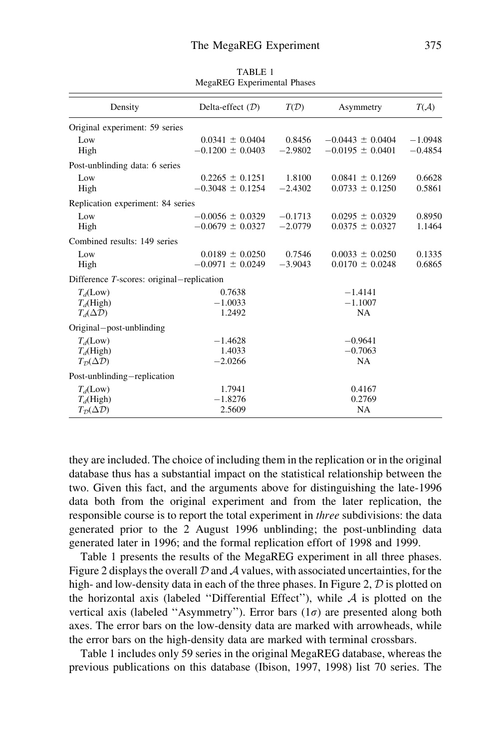TABLE 1
MegaREG Experimental Phases

| Density | Delta-effect ($\mathcal{D}$) | $T(\mathcal{D})$ | Asymmetry | $T(\mathcal{A})$ |
|---|---|---|---|---|
| Original experiment: 59 series | | | | |
| Low | 0.0341 ± 0.0404 | 0.8456 | −0.0443 ± 0.0404 | −1.0948 |
| High | −0.1200 ± 0.0403 | −2.9802 | −0.0195 ± 0.0401 | −0.4854 |
| Post-unblinding data: 6 series | | | | |
| Low | 0.2265 ± 0.1251 | 1.8100 | 0.0841 ± 0.1269 | 0.6628 |
| High | −0.3048 ± 0.1254 | −2.4302 | 0.0733 ± 0.1250 | 0.5861 |
| Replication experiment: 84 series | | | | |
| Low | −0.0056 ± 0.0329 | −0.1713 | 0.0295 ± 0.0329 | 0.8950 |
| High | −0.0679 ± 0.0327 | −2.0779 | 0.0375 ± 0.0327 | 1.1464 |
| Combined results: 149 series | | | | |
| Low | 0.0189 ± 0.0250 | 0.7546 | 0.0033 ± 0.0250 | 0.1335 |
| High | −0.0971 ± 0.0249 | −3.9043 | 0.0170 ± 0.0248 | 0.6865 |
| Difference $T$-scores: original−replication | | | | |
| $T_d$(Low) | 0.7638 | | −1.4141 | |
| $T_d$(High) | −1.0033 | | −1.1007 | |
| $T_d(\Delta\mathcal{D})$ | 1.2492 | | NA | |
| Original−post-unblinding | | | | |
| $T_d$(Low) | −1.4628 | | −0.9641 | |
| $T_d$(High) | 1.4033 | | −0.7063 | |
| $T_{\mathcal{D}}(\Delta\mathcal{D})$ | −2.0266 | | NA | |
| Post-unblinding−replication | | | | |
| $T_d$(Low) | 1.7941 | | 0.4167 | |
| $T_d$(High) | −1.8276 | | 0.2769 | |
| $T_{\mathcal{D}}(\Delta\mathcal{D})$ | 2.5609 | | NA | |

they are included. The choice of including them in the replication or in the original database thus has a substantial impact on the statistical relationship between the two. Given this fact, and the arguments above for distinguishing the late-1996 data both from the original experiment and from the later replication, the responsible course is to report the total experiment in *three* subdivisions: the data generated prior to the 2 August 1996 unblinding; the post-unblinding data generated later in 1996; and the formal replication effort of 1998 and 1999.

Table 1 presents the results of the MegaREG experiment in all three phases. Figure 2 displays the overall $\mathcal{D}$ and $\mathcal{A}$ values, with associated uncertainties, for the high- and low-density data in each of the three phases. In Figure 2, $\mathcal{D}$ is plotted on the horizontal axis (labeled "Differential Effect"), while $\mathcal{A}$ is plotted on the vertical axis (labeled "Asymmetry"). Error bars ($1\sigma$) are presented along both axes. The error bars on the low-density data are marked with arrowheads, while the error bars on the high-density data are marked with terminal crossbars.

Table 1 includes only 59 series in the original MegaREG database, whereas the previous publications on this database (Ibison, 1997, 1998) list 70 series. The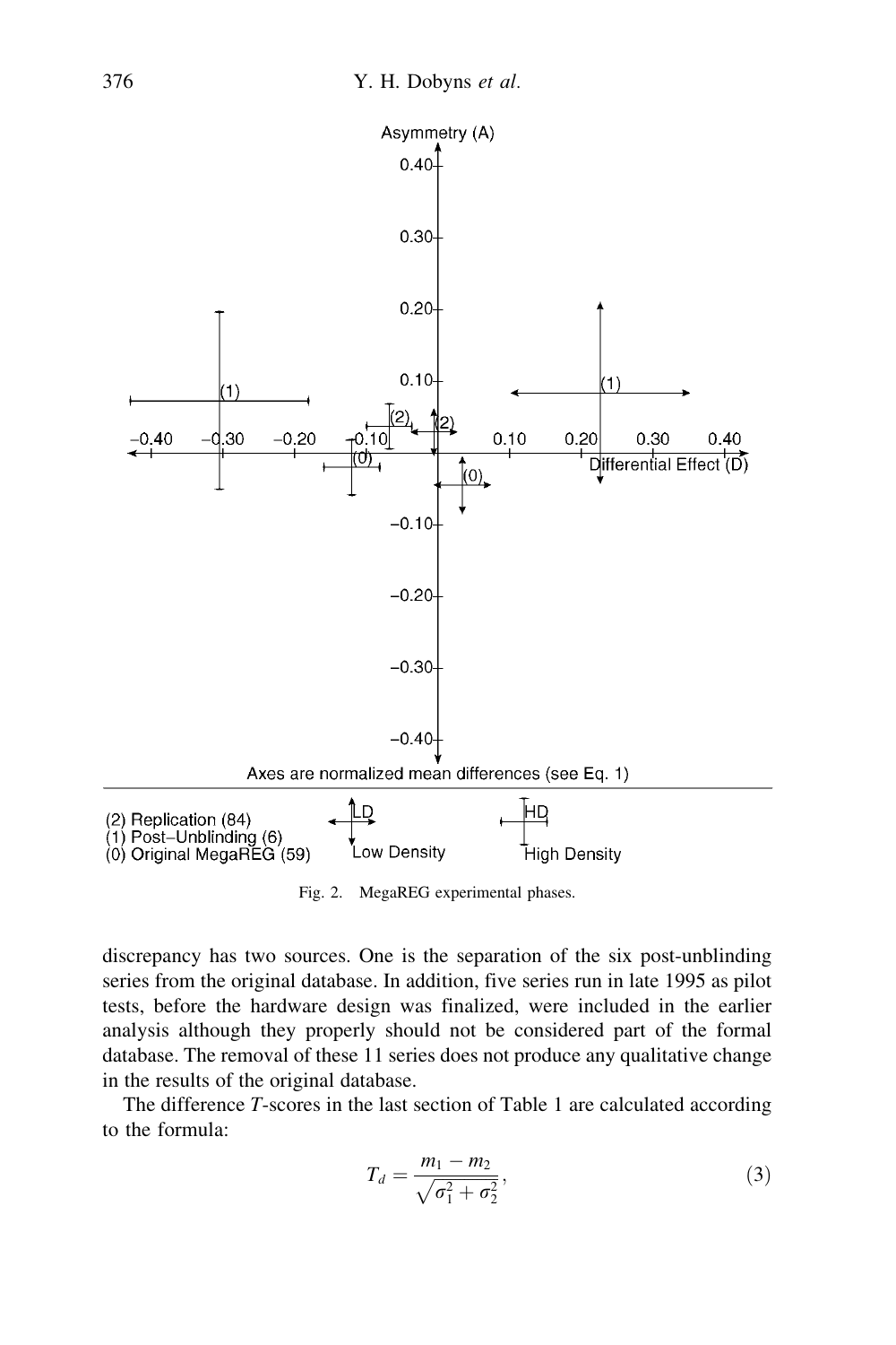Asymmetry (A)

0.40

0.30

0.20

0.10

−0.40 −0.30 −0.20 −0.10 0.10 0.20 0.30 0.40

Differential Effect (D)

−0.10

−0.20

−0.30

−0.40

(1) (1) (2) (2) (0) (0)

Axes are normalized mean differences (see Eq. 1)

(2) Replication (84)
(1) Post–Unblinding (6)
(0) Original MegaREG (59)

LD Low Density

HD High Density

Fig. 2. MegaREG experimental phases.

discrepancy has two sources. One is the separation of the six post-unblinding series from the original database. In addition, five series run in late 1995 as pilot tests, before the hardware design was finalized, were included in the earlier analysis although they properly should not be considered part of the formal database. The removal of these 11 series does not produce any qualitative change in the results of the original database.

The difference *T*-scores in the last section of Table 1 are calculated according to the formula:

$$T_d = \frac{m_1 - m_2}{\sqrt{\sigma_1^2 + \sigma_2^2}}, \tag{3}$$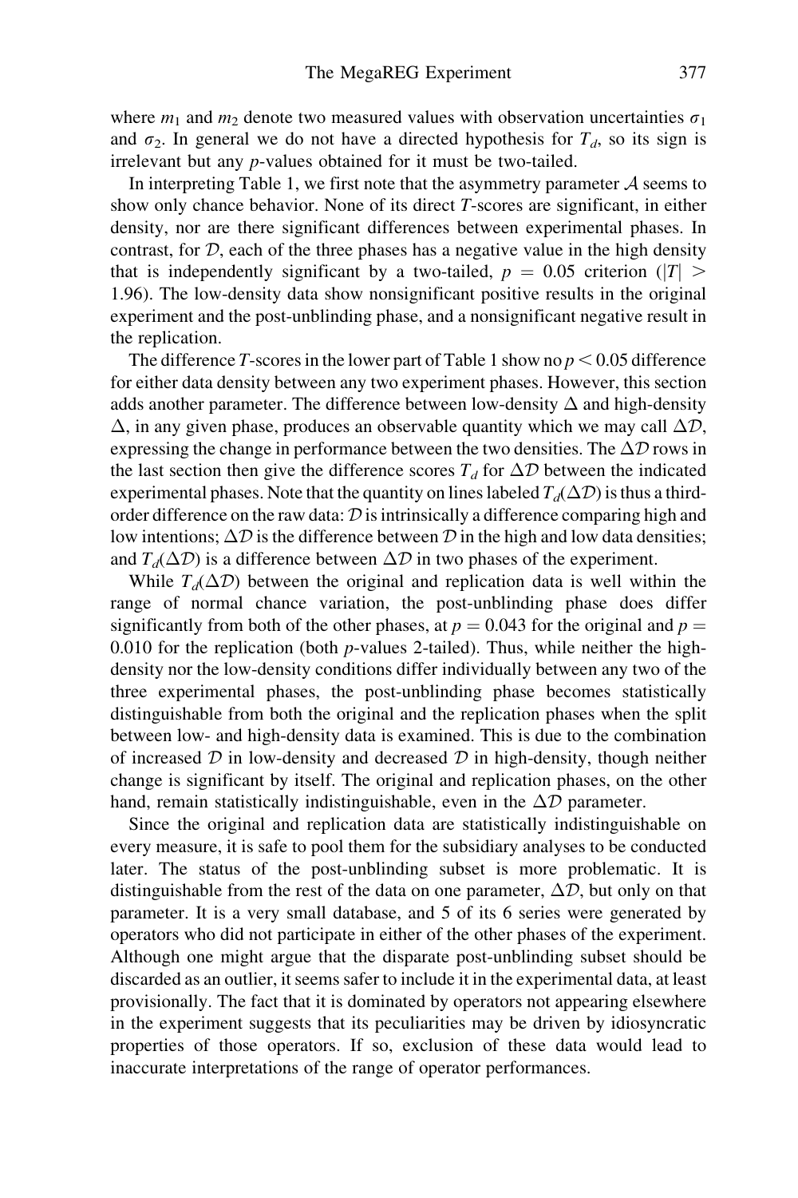where $m_1$ and $m_2$ denote two measured values with observation uncertainties $\sigma_1$ and $\sigma_2$. In general we do not have a directed hypothesis for $T_d$, so its sign is irrelevant but any $p$-values obtained for it must be two-tailed.

In interpreting Table 1, we first note that the asymmetry parameter $\mathcal{A}$ seems to show only chance behavior. None of its direct $T$-scores are significant, in either density, nor are there significant differences between experimental phases. In contrast, for $\mathcal{D}$, each of the three phases has a negative value in the high density that is independently significant by a two-tailed, $p = 0.05$ criterion ($|T| > 1.96$). The low-density data show nonsignificant positive results in the original experiment and the post-unblinding phase, and a nonsignificant negative result in the replication.

The difference $T$-scores in the lower part of Table 1 show no $p < 0.05$ difference for either data density between any two experiment phases. However, this section adds another parameter. The difference between low-density $\Delta$ and high-density $\Delta$, in any given phase, produces an observable quantity which we may call $\Delta\mathcal{D}$, expressing the change in performance between the two densities. The $\Delta\mathcal{D}$ rows in the last section then give the difference scores $T_d$ for $\Delta\mathcal{D}$ between the indicated experimental phases. Note that the quantity on lines labeled $T_d(\Delta\mathcal{D})$ is thus a third-order difference on the raw data: $\mathcal{D}$ is intrinsically a difference comparing high and low intentions; $\Delta\mathcal{D}$ is the difference between $\mathcal{D}$ in the high and low data densities; and $T_d(\Delta\mathcal{D})$ is a difference between $\Delta\mathcal{D}$ in two phases of the experiment.

While $T_d(\Delta\mathcal{D})$ between the original and replication data is well within the range of normal chance variation, the post-unblinding phase does differ significantly from both of the other phases, at $p = 0.043$ for the original and $p = 0.010$ for the replication (both $p$-values 2-tailed). Thus, while neither the high-density nor the low-density conditions differ individually between any two of the three experimental phases, the post-unblinding phase becomes statistically distinguishable from both the original and the replication phases when the split between low- and high-density data is examined. This is due to the combination of increased $\mathcal{D}$ in low-density and decreased $\mathcal{D}$ in high-density, though neither change is significant by itself. The original and replication phases, on the other hand, remain statistically indistinguishable, even in the $\Delta\mathcal{D}$ parameter.

Since the original and replication data are statistically indistinguishable on every measure, it is safe to pool them for the subsidiary analyses to be conducted later. The status of the post-unblinding subset is more problematic. It is distinguishable from the rest of the data on one parameter, $\Delta\mathcal{D}$, but only on that parameter. It is a very small database, and 5 of its 6 series were generated by operators who did not participate in either of the other phases of the experiment. Although one might argue that the disparate post-unblinding subset should be discarded as an outlier, it seems safer to include it in the experimental data, at least provisionally. The fact that it is dominated by operators not appearing elsewhere in the experiment suggests that its peculiarities may be driven by idiosyncratic properties of those operators. If so, exclusion of these data would lead to inaccurate interpretations of the range of operator performances.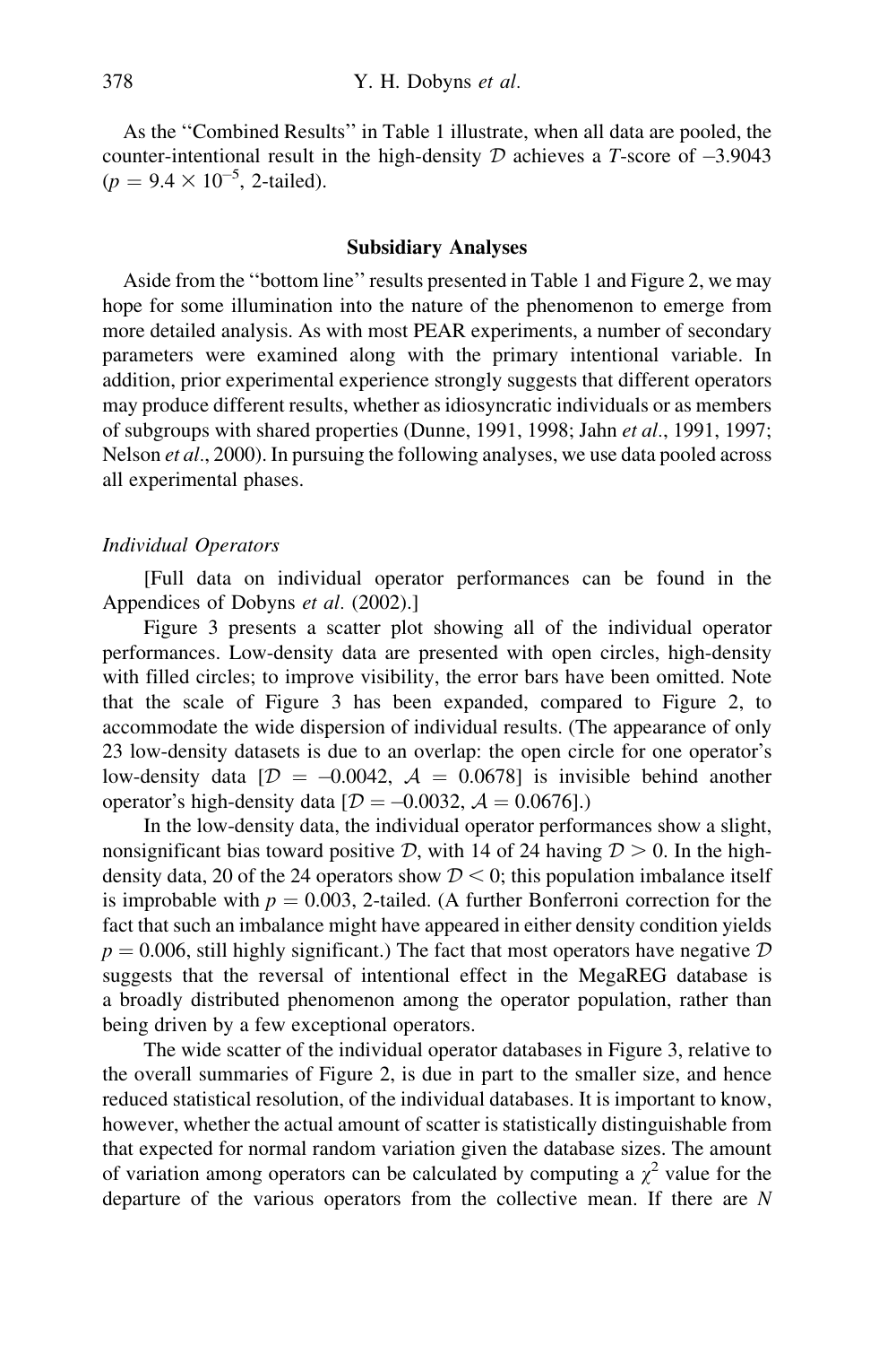As the "Combined Results" in Table 1 illustrate, when all data are pooled, the counter-intentional result in the high-density $\mathcal{D}$ achieves a $T$-score of $-3.9043$ ($p = 9.4 \times 10^{-5}$, 2-tailed).

## Subsidiary Analyses

Aside from the "bottom line" results presented in Table 1 and Figure 2, we may hope for some illumination into the nature of the phenomenon to emerge from more detailed analysis. As with most PEAR experiments, a number of secondary parameters were examined along with the primary intentional variable. In addition, prior experimental experience strongly suggests that different operators may produce different results, whether as idiosyncratic individuals or as members of subgroups with shared properties (Dunne, 1991, 1998; Jahn *et al*., 1991, 1997; Nelson *et al*., 2000). In pursuing the following analyses, we use data pooled across all experimental phases.

### *Individual Operators*

[Full data on individual operator performances can be found in the Appendices of Dobyns *et al*. (2002).]

Figure 3 presents a scatter plot showing all of the individual operator performances. Low-density data are presented with open circles, high-density with filled circles; to improve visibility, the error bars have been omitted. Note that the scale of Figure 3 has been expanded, compared to Figure 2, to accommodate the wide dispersion of individual results. (The appearance of only 23 low-density datasets is due to an overlap: the open circle for one operator's low-density data [$\mathcal{D} = -0.0042$, $\mathcal{A} = 0.0678$] is invisible behind another operator's high-density data [$\mathcal{D} = -0.0032$, $\mathcal{A} = 0.0676$].)

In the low-density data, the individual operator performances show a slight, nonsignificant bias toward positive $\mathcal{D}$, with 14 of 24 having $\mathcal{D} > 0$. In the high-density data, 20 of the 24 operators show $\mathcal{D} < 0$; this population imbalance itself is improbable with $p = 0.003$, 2-tailed. (A further Bonferroni correction for the fact that such an imbalance might have appeared in either density condition yields $p = 0.006$, still highly significant.) The fact that most operators have negative $\mathcal{D}$ suggests that the reversal of intentional effect in the MegaREG database is a broadly distributed phenomenon among the operator population, rather than being driven by a few exceptional operators.

The wide scatter of the individual operator databases in Figure 3, relative to the overall summaries of Figure 2, is due in part to the smaller size, and hence reduced statistical resolution, of the individual databases. It is important to know, however, whether the actual amount of scatter is statistically distinguishable from that expected for normal random variation given the database sizes. The amount of variation among operators can be calculated by computing a $\chi^2$ value for the departure of the various operators from the collective mean. If there are $N$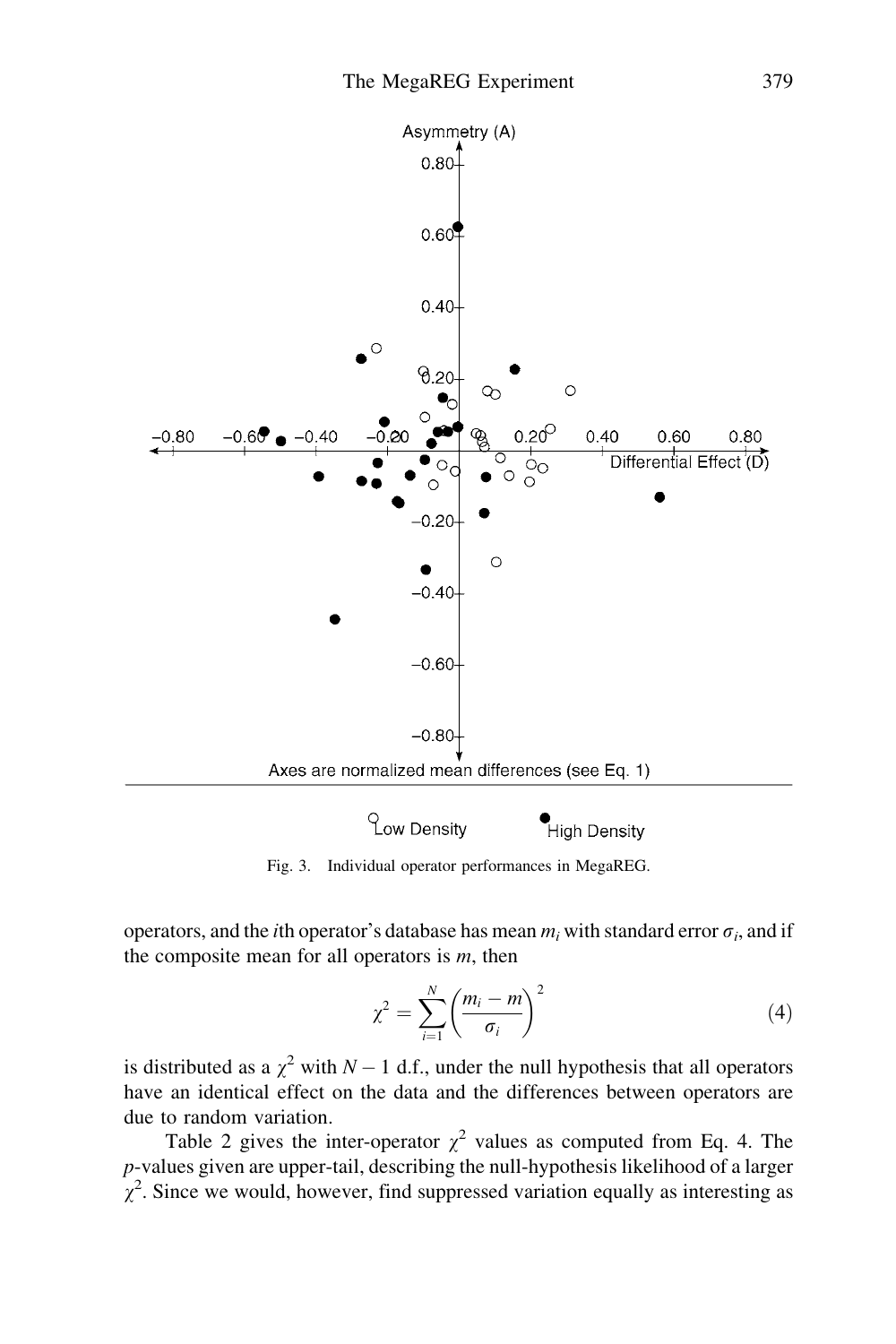Asymmetry (A)

0.80
0.60
0.40
0.20
−0.20
−0.40
−0.60
−0.80

−0.80 −0.60 −0.40 −0.20 0.20 0.40 0.60 0.80

Differential Effect (D)

Axes are normalized mean differences (see Eq. 1)

Low Density

High Density

Fig. 3. Individual operator performances in MegaREG.

operators, and the $i$th operator's database has mean $m_i$ with standard error $\sigma_i$, and if the composite mean for all operators is $m$, then

$$\chi^2 = \sum_{i=1}^{N} \left( \frac{m_i - m}{\sigma_i} \right)^2 \tag{4}$$

is distributed as a $\chi^2$ with $N - 1$ d.f., under the null hypothesis that all operators have an identical effect on the data and the differences between operators are due to random variation.

Table 2 gives the inter-operator $\chi^2$ values as computed from Eq. 4. The $p$-values given are upper-tail, describing the null-hypothesis likelihood of a larger $\chi^2$. Since we would, however, find suppressed variation equally as interesting as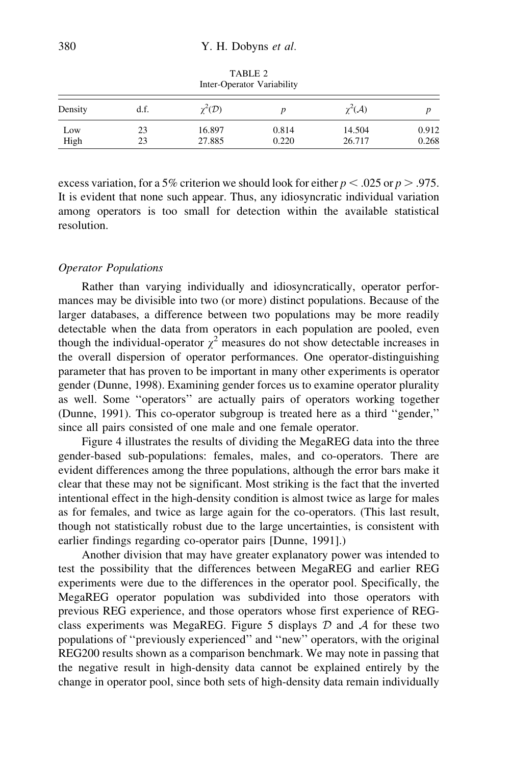TABLE 2
Inter-Operator Variability

| Density | d.f. | $\chi^2(\mathcal{D})$ | $p$ | $\chi^2(\mathcal{A})$ | $p$ |
|---|---|---|---|---|---|
| Low | 23 | 16.897 | 0.814 | 14.504 | 0.912 |
| High | 23 | 27.885 | 0.220 | 26.717 | 0.268 |

excess variation, for a 5% criterion we should look for either $p < .025$ or $p > .975$. It is evident that none such appear. Thus, any idiosyncratic individual variation among operators is too small for detection within the available statistical resolution.

### *Operator Populations*

Rather than varying individually and idiosyncratically, operator performances may be divisible into two (or more) distinct populations. Because of the larger databases, a difference between two populations may be more readily detectable when the data from operators in each population are pooled, even though the individual-operator $\chi^2$ measures do not show detectable increases in the overall dispersion of operator performances. One operator-distinguishing parameter that has proven to be important in many other experiments is operator gender (Dunne, 1998). Examining gender forces us to examine operator plurality as well. Some ''operators'' are actually pairs of operators working together (Dunne, 1991). This co-operator subgroup is treated here as a third ''gender,'' since all pairs consisted of one male and one female operator.

Figure 4 illustrates the results of dividing the MegaREG data into the three gender-based sub-populations: females, males, and co-operators. There are evident differences among the three populations, although the error bars make it clear that these may not be significant. Most striking is the fact that the inverted intentional effect in the high-density condition is almost twice as large for males as for females, and twice as large again for the co-operators. (This last result, though not statistically robust due to the large uncertainties, is consistent with earlier findings regarding co-operator pairs [Dunne, 1991].)

Another division that may have greater explanatory power was intended to test the possibility that the differences between MegaREG and earlier REG experiments were due to the differences in the operator pool. Specifically, the MegaREG operator population was subdivided into those operators with previous REG experience, and those operators whose first experience of REG-class experiments was MegaREG. Figure 5 displays $\mathcal{D}$ and $\mathcal{A}$ for these two populations of ''previously experienced'' and ''new'' operators, with the original REG200 results shown as a comparison benchmark. We may note in passing that the negative result in high-density data cannot be explained entirely by the change in operator pool, since both sets of high-density data remain individually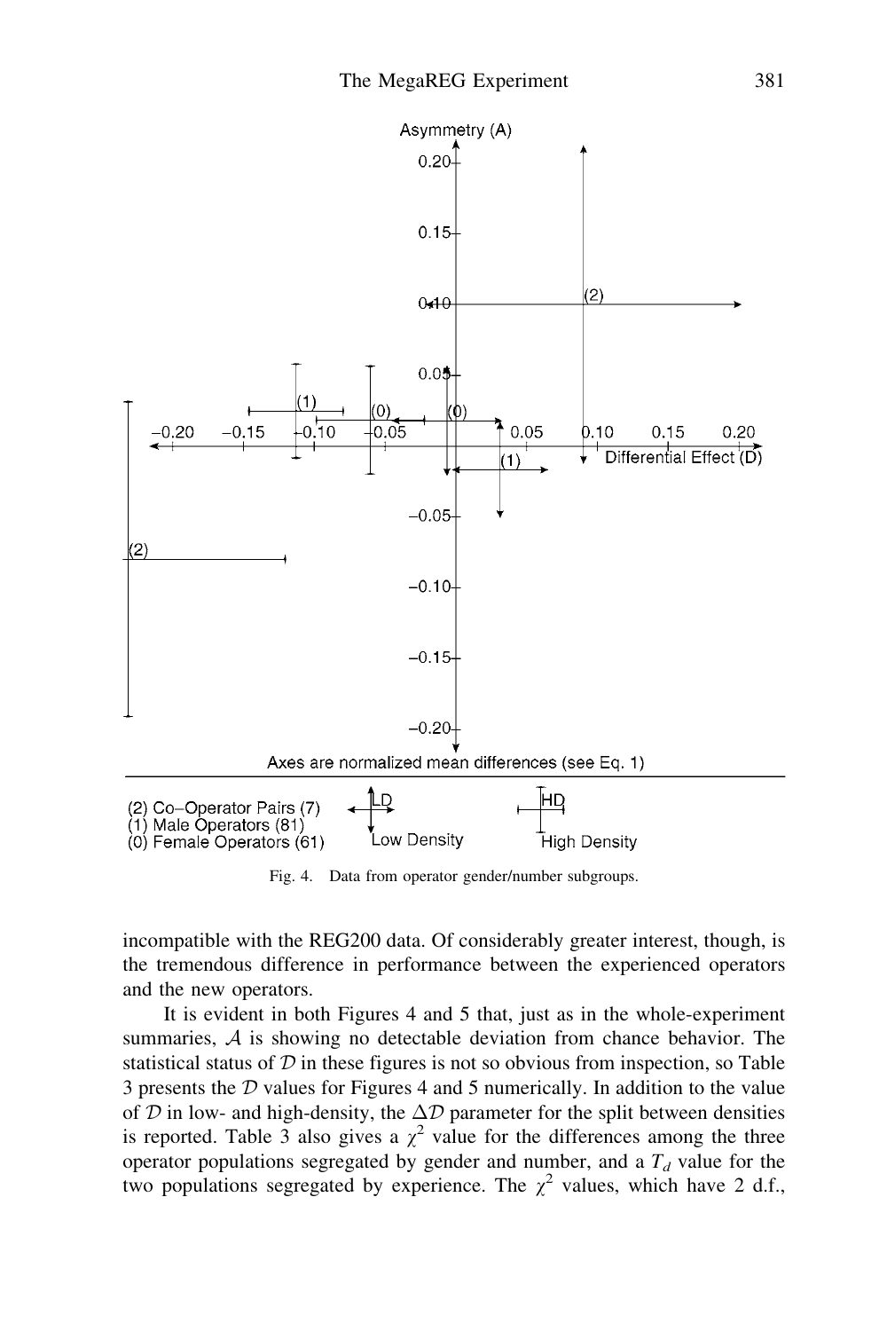Asymmetry (A)

0.20
0.15
0.10
0.05
−0.05
−0.10
−0.15
−0.20

−0.20 −0.15 −0.10 −0.05 0.05 0.10 0.15 0.20

Differential Effect (D)

(2) (1) (0) (0) (1) (2)

Axes are normalized mean differences (see Eq. 1)

(2) Co–Operator Pairs (7)
(1) Male Operators (81)
(0) Female Operators (61)

LD Low Density

HD High Density

Fig. 4. Data from operator gender/number subgroups.

incompatible with the REG200 data. Of considerably greater interest, though, is the tremendous difference in performance between the experienced operators and the new operators.

It is evident in both Figures 4 and 5 that, just as in the whole-experiment summaries, $\mathcal{A}$ is showing no detectable deviation from chance behavior. The statistical status of $\mathcal{D}$ in these figures is not so obvious from inspection, so Table 3 presents the $\mathcal{D}$ values for Figures 4 and 5 numerically. In addition to the value of $\mathcal{D}$ in low- and high-density, the $\Delta\mathcal{D}$ parameter for the split between densities is reported. Table 3 also gives a $\chi^2$ value for the differences among the three operator populations segregated by gender and number, and a $T_d$ value for the two populations segregated by experience. The $\chi^2$ values, which have 2 d.f.,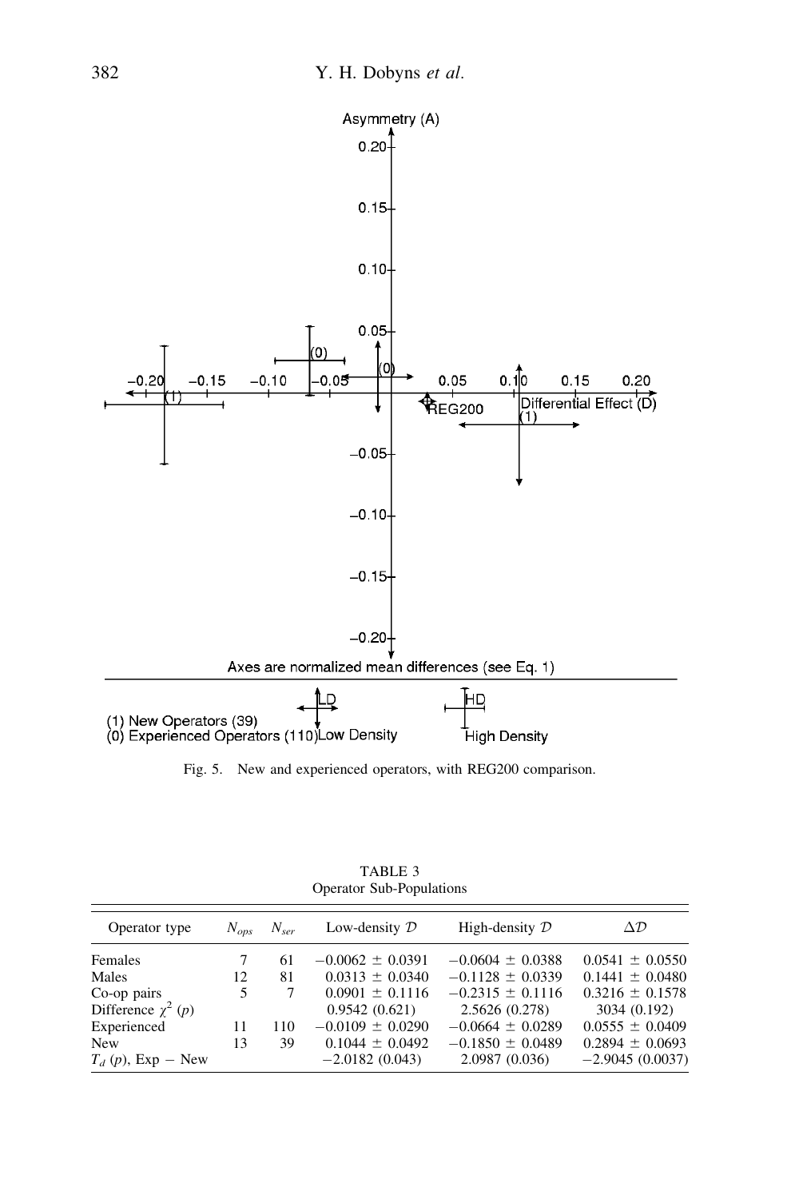Fig. 5. New and experienced operators, with REG200 comparison.

TABLE 3
Operator Sub-Populations

| Operator type | $N_{ops}$ | $N_{ser}$ | Low-density $\mathcal{D}$ | High-density $\mathcal{D}$ | $\Delta\mathcal{D}$ |
|---|---|---|---|---|---|
| Females | 7 | 61 | $-0.0062 \pm 0.0391$ | $-0.0604 \pm 0.0388$ | $0.0541 \pm 0.0550$ |
| Males | 12 | 81 | $0.0313 \pm 0.0340$ | $-0.1128 \pm 0.0339$ | $0.1441 \pm 0.0480$ |
| Co-op pairs | 5 | 7 | $0.0901 \pm 0.1116$ | $-0.2315 \pm 0.1116$ | $0.3216 \pm 0.1578$ |
| Difference $\chi^2$ ($p$) | | | 0.9542 (0.621) | 2.5626 (0.278) | 3034 (0.192) |
| Experienced | 11 | 110 | $-0.0109 \pm 0.0290$ | $-0.0664 \pm 0.0289$ | $0.0555 \pm 0.0409$ |
| New | 13 | 39 | $0.1044 \pm 0.0492$ | $-0.1850 \pm 0.0489$ | $0.2894 \pm 0.0693$ |
| $T_d$ ($p$), Exp − New | | | −2.0182 (0.043) | 2.0987 (0.036) | −2.9045 (0.0037) |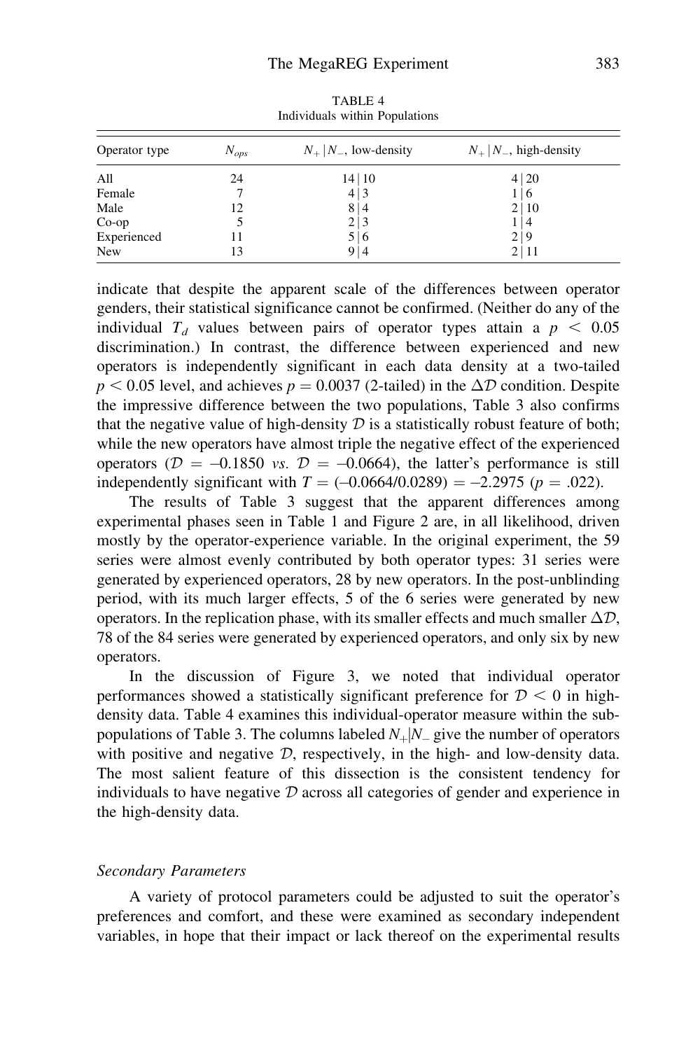TABLE 4
Individuals within Populations

| Operator type | $N_{ops}$ | $N_+ \vert N_-$, low-density | $N_+ \vert N_-$, high-density |
|---|---|---|---|
| All | 24 | 14 \| 10 | 4 \| 20 |
| Female | 7 | 4 \| 3 | 1 \| 6 |
| Male | 12 | 8 \| 4 | 2 \| 10 |
| Co-op | 5 | 2 \| 3 | 1 \| 4 |
| Experienced | 11 | 5 \| 6 | 2 \| 9 |
| New | 13 | 9 \| 4 | 2 \| 11 |

indicate that despite the apparent scale of the differences between operator genders, their statistical significance cannot be confirmed. (Neither do any of the individual $T_d$ values between pairs of operator types attain a $p < 0.05$ discrimination.) In contrast, the difference between experienced and new operators is independently significant in each data density at a two-tailed $p < 0.05$ level, and achieves $p = 0.0037$ (2-tailed) in the $\Delta\mathcal{D}$ condition. Despite the impressive difference between the two populations, Table 3 also confirms that the negative value of high-density $\mathcal{D}$ is a statistically robust feature of both; while the new operators have almost triple the negative effect of the experienced operators ($\mathcal{D} = -0.1850$ *vs.* $\mathcal{D} = -0.0664$), the latter's performance is still independently significant with $T = (-0.0664/0.0289) = -2.2975$ ($p = .022$).

The results of Table 3 suggest that the apparent differences among experimental phases seen in Table 1 and Figure 2 are, in all likelihood, driven mostly by the operator-experience variable. In the original experiment, the 59 series were almost evenly contributed by both operator types: 31 series were generated by experienced operators, 28 by new operators. In the post-unblinding period, with its much larger effects, 5 of the 6 series were generated by new operators. In the replication phase, with its smaller effects and much smaller $\Delta\mathcal{D}$, 78 of the 84 series were generated by experienced operators, and only six by new operators.

In the discussion of Figure 3, we noted that individual operator performances showed a statistically significant preference for $\mathcal{D} < 0$ in high-density data. Table 4 examines this individual-operator measure within the subpopulations of Table 3. The columns labeled $N_+|N_-$ give the number of operators with positive and negative $\mathcal{D}$, respectively, in the high- and low-density data. The most salient feature of this dissection is the consistent tendency for individuals to have negative $\mathcal{D}$ across all categories of gender and experience in the high-density data.

### *Secondary Parameters*

A variety of protocol parameters could be adjusted to suit the operator's preferences and comfort, and these were examined as secondary independent variables, in hope that their impact or lack thereof on the experimental results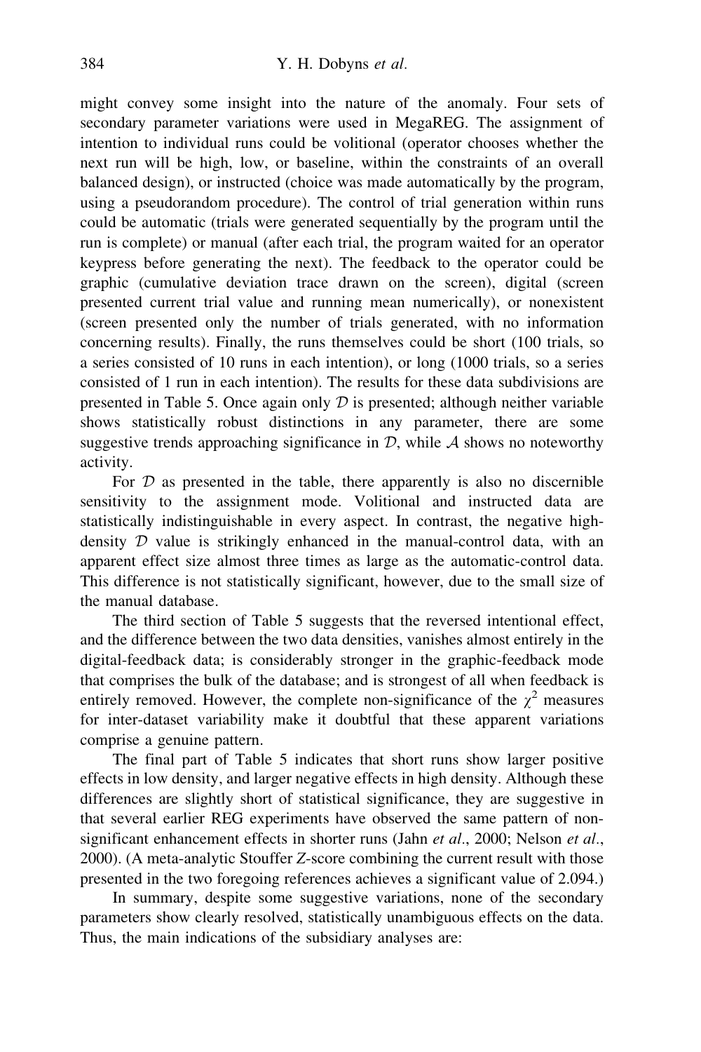might convey some insight into the nature of the anomaly. Four sets of secondary parameter variations were used in MegaREG. The assignment of intention to individual runs could be volitional (operator chooses whether the next run will be high, low, or baseline, within the constraints of an overall balanced design), or instructed (choice was made automatically by the program, using a pseudorandom procedure). The control of trial generation within runs could be automatic (trials were generated sequentially by the program until the run is complete) or manual (after each trial, the program waited for an operator keypress before generating the next). The feedback to the operator could be graphic (cumulative deviation trace drawn on the screen), digital (screen presented current trial value and running mean numerically), or nonexistent (screen presented only the number of trials generated, with no information concerning results). Finally, the runs themselves could be short (100 trials, so a series consisted of 10 runs in each intention), or long (1000 trials, so a series consisted of 1 run in each intention). The results for these data subdivisions are presented in Table 5. Once again only $\mathcal{D}$ is presented; although neither variable shows statistically robust distinctions in any parameter, there are some suggestive trends approaching significance in $\mathcal{D}$, while $\mathcal{A}$ shows no noteworthy activity.

For $\mathcal{D}$ as presented in the table, there apparently is also no discernible sensitivity to the assignment mode. Volitional and instructed data are statistically indistinguishable in every aspect. In contrast, the negative high-density $\mathcal{D}$ value is strikingly enhanced in the manual-control data, with an apparent effect size almost three times as large as the automatic-control data. This difference is not statistically significant, however, due to the small size of the manual database.

The third section of Table 5 suggests that the reversed intentional effect, and the difference between the two data densities, vanishes almost entirely in the digital-feedback data; is considerably stronger in the graphic-feedback mode that comprises the bulk of the database; and is strongest of all when feedback is entirely removed. However, the complete non-significance of the $\chi^2$ measures for inter-dataset variability make it doubtful that these apparent variations comprise a genuine pattern.

The final part of Table 5 indicates that short runs show larger positive effects in low density, and larger negative effects in high density. Although these differences are slightly short of statistical significance, they are suggestive in that several earlier REG experiments have observed the same pattern of non-significant enhancement effects in shorter runs (Jahn *et al*., 2000; Nelson *et al*., 2000). (A meta-analytic Stouffer $Z$-score combining the current result with those presented in the two foregoing references achieves a significant value of 2.094.)

In summary, despite some suggestive variations, none of the secondary parameters show clearly resolved, statistically unambiguous effects on the data. Thus, the main indications of the subsidiary analyses are: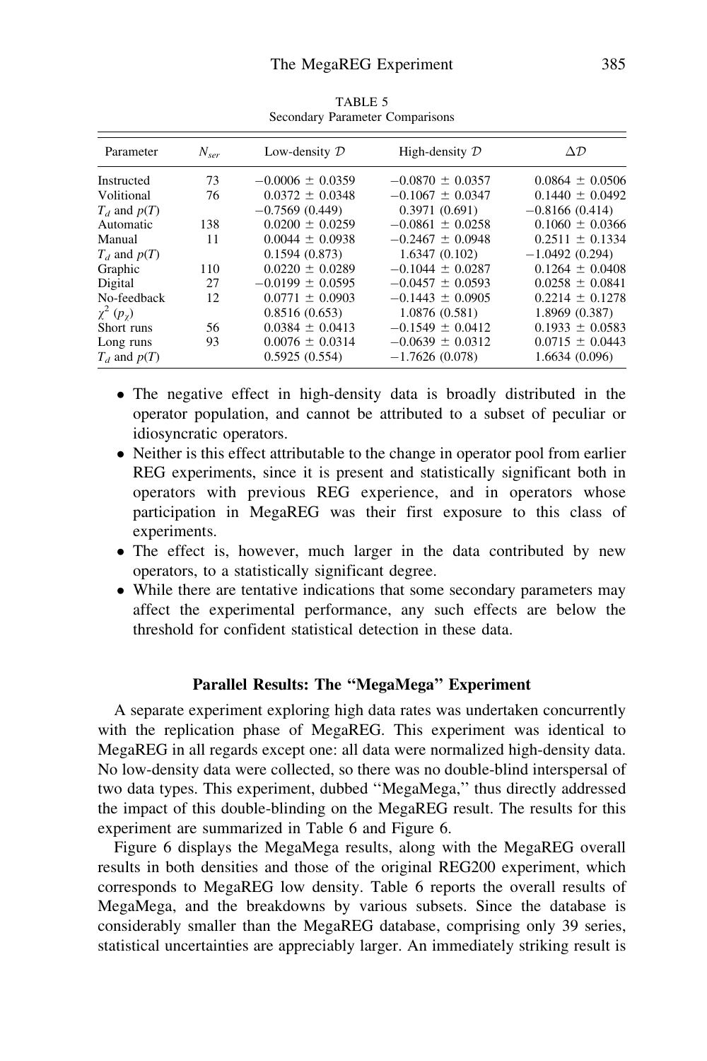TABLE 5
Secondary Parameter Comparisons

| Parameter | $N_{ser}$ | Low-density $\mathcal{D}$ | High-density $\mathcal{D}$ | $\Delta\mathcal{D}$ |
|---|---|---|---|---|
| Instructed | 73 | $-0.0006 \pm 0.0359$ | $-0.0870 \pm 0.0357$ | $0.0864 \pm 0.0506$ |
| Volitional | 76 | $0.0372 \pm 0.0348$ | $-0.1067 \pm 0.0347$ | $0.1440 \pm 0.0492$ |
| $T_d$ and $p(T)$ | | $-0.7569$ (0.449) | 0.3971 (0.691) | $-0.8166$ (0.414) |
| Automatic | 138 | $0.0200 \pm 0.0259$ | $-0.0861 \pm 0.0258$ | $0.1060 \pm 0.0366$ |
| Manual | 11 | $0.0044 \pm 0.0938$ | $-0.2467 \pm 0.0948$ | $0.2511 \pm 0.1334$ |
| $T_d$ and $p(T)$ | | 0.1594 (0.873) | 1.6347 (0.102) | $-1.0492$ (0.294) |
| Graphic | 110 | $0.0220 \pm 0.0289$ | $-0.1044 \pm 0.0287$ | $0.1264 \pm 0.0408$ |
| Digital | 27 | $-0.0199 \pm 0.0595$ | $-0.0457 \pm 0.0593$ | $0.0258 \pm 0.0841$ |
| No-feedback | 12 | $0.0771 \pm 0.0903$ | $-0.1443 \pm 0.0905$ | $0.2214 \pm 0.1278$ |
| $\chi^2$ ($p_\chi$) | | 0.8516 (0.653) | 1.0876 (0.581) | 1.8969 (0.387) |
| Short runs | 56 | $0.0384 \pm 0.0413$ | $-0.1549 \pm 0.0412$ | $0.1933 \pm 0.0583$ |
| Long runs | 93 | $0.0076 \pm 0.0314$ | $-0.0639 \pm 0.0312$ | $0.0715 \pm 0.0443$ |
| $T_d$ and $p(T)$ | | 0.5925 (0.554) | $-1.7626$ (0.078) | 1.6634 (0.096) |

- The negative effect in high-density data is broadly distributed in the operator population, and cannot be attributed to a subset of peculiar or idiosyncratic operators.
- Neither is this effect attributable to the change in operator pool from earlier REG experiments, since it is present and statistically significant both in operators with previous REG experience, and in operators whose participation in MegaREG was their first exposure to this class of experiments.
- The effect is, however, much larger in the data contributed by new operators, to a statistically significant degree.
- While there are tentative indications that some secondary parameters may affect the experimental performance, any such effects are below the threshold for confident statistical detection in these data.

### Parallel Results: The "MegaMega" Experiment

A separate experiment exploring high data rates was undertaken concurrently with the replication phase of MegaREG. This experiment was identical to MegaREG in all regards except one: all data were normalized high-density data. No low-density data were collected, so there was no double-blind interspersal of two data types. This experiment, dubbed "MegaMega," thus directly addressed the impact of this double-blinding on the MegaREG result. The results for this experiment are summarized in Table 6 and Figure 6.

Figure 6 displays the MegaMega results, along with the MegaREG overall results in both densities and those of the original REG200 experiment, which corresponds to MegaREG low density. Table 6 reports the overall results of MegaMega, and the breakdowns by various subsets. Since the database is considerably smaller than the MegaREG database, comprising only 39 series, statistical uncertainties are appreciably larger. An immediately striking result is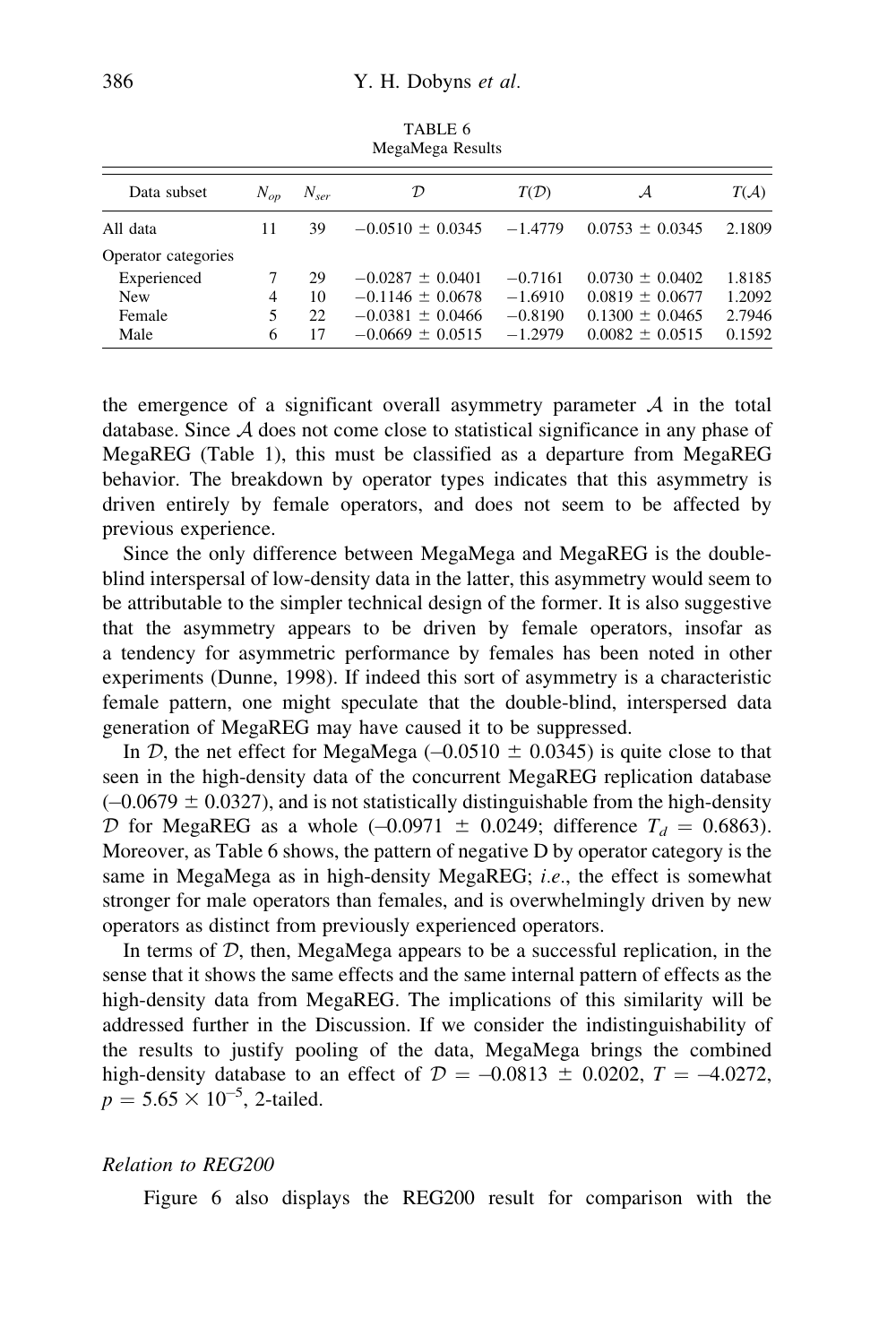TABLE 6
MegaMega Results

| Data subset | $N_{op}$ | $N_{ser}$ | $\mathcal{D}$ | $T(\mathcal{D})$ | $\mathcal{A}$ | $T(\mathcal{A})$ |
|---|---|---|---|---|---|---|
| All data | 11 | 39 | $-0.0510 \pm 0.0345$ | $-1.4779$ | $0.0753 \pm 0.0345$ | 2.1809 |
| Operator categories | | | | | | |
| Experienced | 7 | 29 | $-0.0287 \pm 0.0401$ | $-0.7161$ | $0.0730 \pm 0.0402$ | 1.8185 |
| New | 4 | 10 | $-0.1146 \pm 0.0678$ | $-1.6910$ | $0.0819 \pm 0.0677$ | 1.2092 |
| Female | 5 | 22 | $-0.0381 \pm 0.0466$ | $-0.8190$ | $0.1300 \pm 0.0465$ | 2.7946 |
| Male | 6 | 17 | $-0.0669 \pm 0.0515$ | $-1.2979$ | $0.0082 \pm 0.0515$ | 0.1592 |

the emergence of a significant overall asymmetry parameter $\mathcal{A}$ in the total database. Since $\mathcal{A}$ does not come close to statistical significance in any phase of MegaREG (Table 1), this must be classified as a departure from MegaREG behavior. The breakdown by operator types indicates that this asymmetry is driven entirely by female operators, and does not seem to be affected by previous experience.

Since the only difference between MegaMega and MegaREG is the double-blind interspersal of low-density data in the latter, this asymmetry would seem to be attributable to the simpler technical design of the former. It is also suggestive that the asymmetry appears to be driven by female operators, insofar as a tendency for asymmetric performance by females has been noted in other experiments (Dunne, 1998). If indeed this sort of asymmetry is a characteristic female pattern, one might speculate that the double-blind, interspersed data generation of MegaREG may have caused it to be suppressed.

In $\mathcal{D}$, the net effect for MegaMega ($-0.0510 \pm 0.0345$) is quite close to that seen in the high-density data of the concurrent MegaREG replication database ($-0.0679 \pm 0.0327$), and is not statistically distinguishable from the high-density $\mathcal{D}$ for MegaREG as a whole ($-0.0971 \pm 0.0249$; difference $T_d = 0.6863$). Moreover, as Table 6 shows, the pattern of negative D by operator category is the same in MegaMega as in high-density MegaREG; *i.e.*, the effect is somewhat stronger for male operators than females, and is overwhelmingly driven by new operators as distinct from previously experienced operators.

In terms of $\mathcal{D}$, then, MegaMega appears to be a successful replication, in the sense that it shows the same effects and the same internal pattern of effects as the high-density data from MegaREG. The implications of this similarity will be addressed further in the Discussion. If we consider the indistinguishability of the results to justify pooling of the data, MegaMega brings the combined high-density database to an effect of $\mathcal{D} = -0.0813 \pm 0.0202$, $T = -4.0272$, $p = 5.65 \times 10^{-5}$, 2-tailed.

### *Relation to REG200*

Figure 6 also displays the REG200 result for comparison with the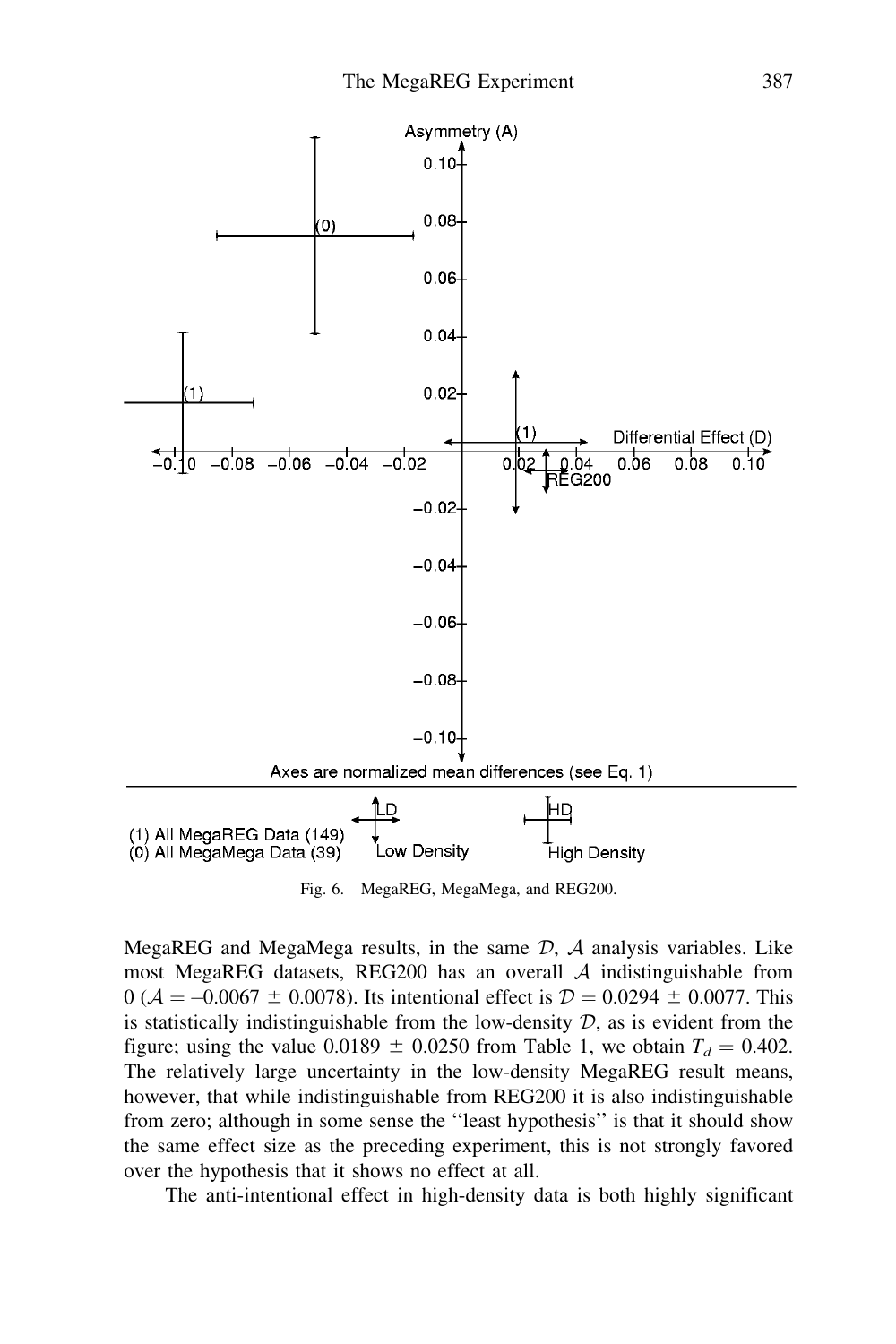Asymmetry (A)

0.10
0.08
0.06
0.04
0.02
−0.02
−0.04
−0.06
−0.08
−0.10

(0)
(1)
(1)

Differential Effect (D)

−0.10 −0.08 −0.06 −0.04 −0.02 0.02 0.04 0.06 0.08 0.10

REG200

Axes are normalized mean differences (see Eq. 1)

(1) All MegaREG Data (149)
(0) All MegaMega Data (39)

LD
Low Density

HD
High Density

Fig. 6. MegaREG, MegaMega, and REG200.

MegaREG and MegaMega results, in the same $\mathcal{D}$, $\mathcal{A}$ analysis variables. Like most MegaREG datasets, REG200 has an overall $\mathcal{A}$ indistinguishable from 0 ($\mathcal{A} = -0.0067 \pm 0.0078$). Its intentional effect is $\mathcal{D} = 0.0294 \pm 0.0077$. This is statistically indistinguishable from the low-density $\mathcal{D}$, as is evident from the figure; using the value $0.0189 \pm 0.0250$ from Table 1, we obtain $T_d = 0.402$. The relatively large uncertainty in the low-density MegaREG result means, however, that while indistinguishable from REG200 it is also indistinguishable from zero; although in some sense the "least hypothesis" is that it should show the same effect size as the preceding experiment, this is not strongly favored over the hypothesis that it shows no effect at all.

The anti-intentional effect in high-density data is both highly significant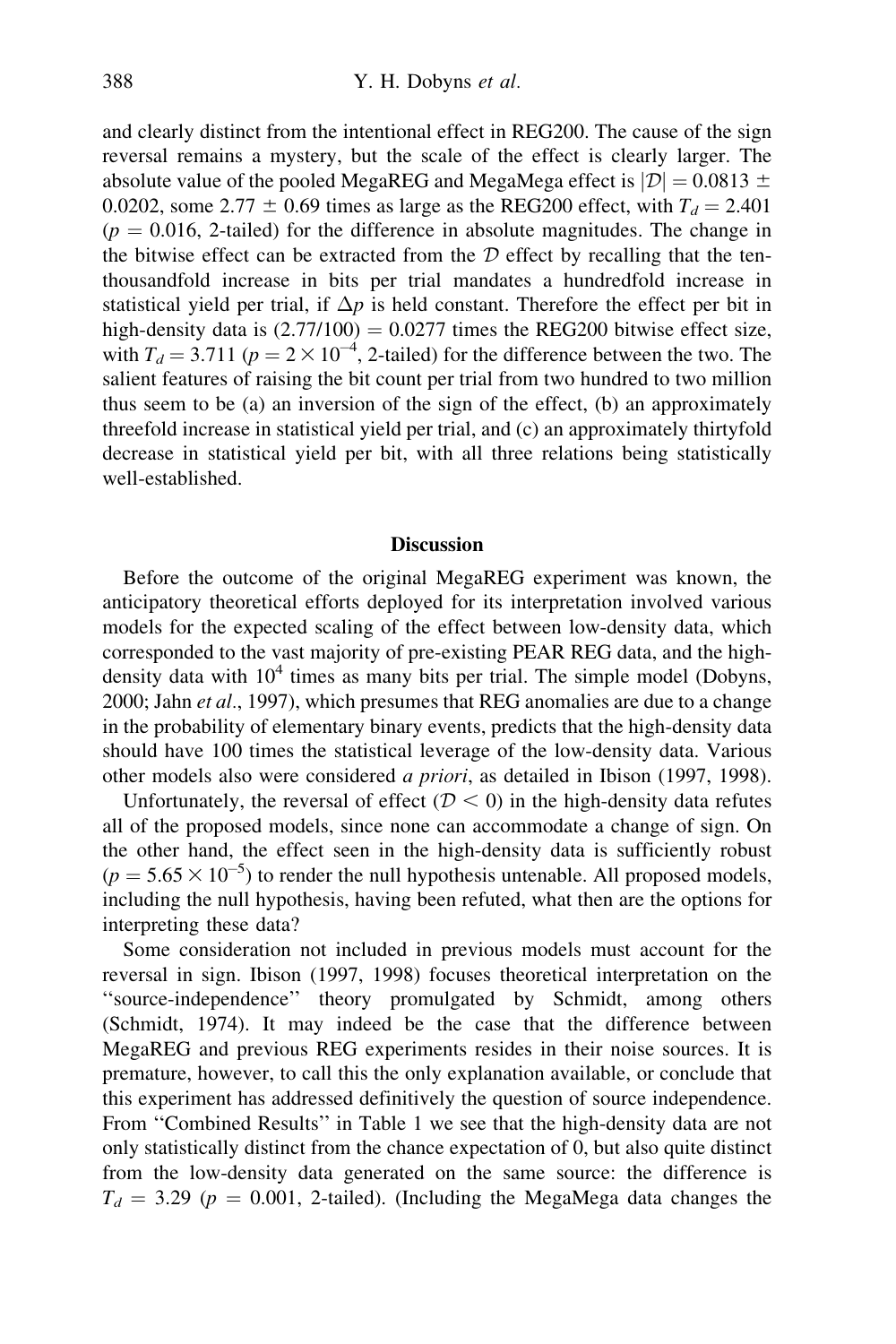and clearly distinct from the intentional effect in REG200. The cause of the sign reversal remains a mystery, but the scale of the effect is clearly larger. The absolute value of the pooled MegaREG and MegaMega effect is $|\mathcal{D}| = 0.0813 \pm 0.0202$, some $2.77 \pm 0.69$ times as large as the REG200 effect, with $T_d = 2.401$ ($p = 0.016$, 2-tailed) for the difference in absolute magnitudes. The change in the bitwise effect can be extracted from the $\mathcal{D}$ effect by recalling that the ten-thousandfold increase in bits per trial mandates a hundredfold increase in statistical yield per trial, if $\Delta p$ is held constant. Therefore the effect per bit in high-density data is $(2.77/100) = 0.0277$ times the REG200 bitwise effect size, with $T_d = 3.711$ ($p = 2 \times 10^{-4}$, 2-tailed) for the difference between the two. The salient features of raising the bit count per trial from two hundred to two million thus seem to be (a) an inversion of the sign of the effect, (b) an approximately threefold increase in statistical yield per trial, and (c) an approximately thirtyfold decrease in statistical yield per bit, with all three relations being statistically well-established.

## Discussion

Before the outcome of the original MegaREG experiment was known, the anticipatory theoretical efforts deployed for its interpretation involved various models for the expected scaling of the effect between low-density data, which corresponded to the vast majority of pre-existing PEAR REG data, and the high-density data with $10^4$ times as many bits per trial. The simple model (Dobyns, 2000; Jahn *et al*., 1997), which presumes that REG anomalies are due to a change in the probability of elementary binary events, predicts that the high-density data should have 100 times the statistical leverage of the low-density data. Various other models also were considered *a priori*, as detailed in Ibison (1997, 1998).

Unfortunately, the reversal of effect ($\mathcal{D} < 0$) in the high-density data refutes all of the proposed models, since none can accommodate a change of sign. On the other hand, the effect seen in the high-density data is sufficiently robust ($p = 5.65 \times 10^{-5}$) to render the null hypothesis untenable. All proposed models, including the null hypothesis, having been refuted, what then are the options for interpreting these data?

Some consideration not included in previous models must account for the reversal in sign. Ibison (1997, 1998) focuses theoretical interpretation on the "source-independence" theory promulgated by Schmidt, among others (Schmidt, 1974). It may indeed be the case that the difference between MegaREG and previous REG experiments resides in their noise sources. It is premature, however, to call this the only explanation available, or conclude that this experiment has addressed definitively the question of source independence. From "Combined Results" in Table 1 we see that the high-density data are not only statistically distinct from the chance expectation of 0, but also quite distinct from the low-density data generated on the same source: the difference is $T_d = 3.29$ ($p = 0.001$, 2-tailed). (Including the MegaMega data changes the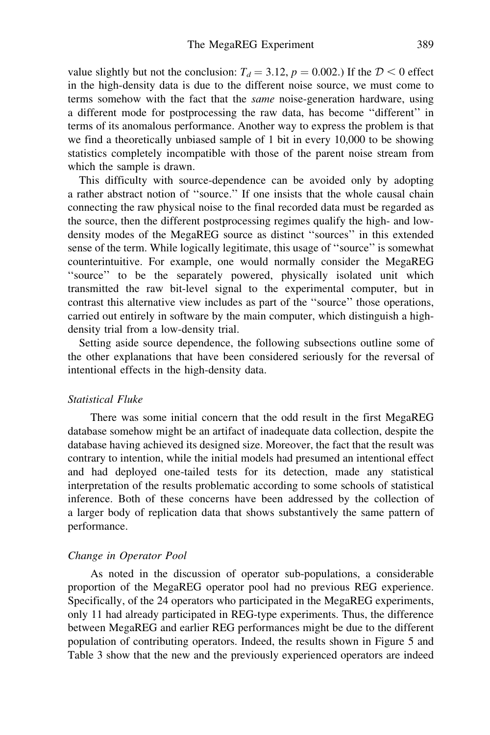value slightly but not the conclusion: $T_d = 3.12$, $p = 0.002$.) If the $\mathcal{D} < 0$ effect in the high-density data is due to the different noise source, we must come to terms somehow with the fact that the *same* noise-generation hardware, using a different mode for postprocessing the raw data, has become ''different'' in terms of its anomalous performance. Another way to express the problem is that we find a theoretically unbiased sample of 1 bit in every 10,000 to be showing statistics completely incompatible with those of the parent noise stream from which the sample is drawn.

This difficulty with source-dependence can be avoided only by adopting a rather abstract notion of ''source.'' If one insists that the whole causal chain connecting the raw physical noise to the final recorded data must be regarded as the source, then the different postprocessing regimes qualify the high- and low-density modes of the MegaREG source as distinct ''sources'' in this extended sense of the term. While logically legitimate, this usage of ''source'' is somewhat counterintuitive. For example, one would normally consider the MegaREG ''source'' to be the separately powered, physically isolated unit which transmitted the raw bit-level signal to the experimental computer, but in contrast this alternative view includes as part of the ''source'' those operations, carried out entirely in software by the main computer, which distinguish a high-density trial from a low-density trial.

Setting aside source dependence, the following subsections outline some of the other explanations that have been considered seriously for the reversal of intentional effects in the high-density data.

### *Statistical Fluke*

There was some initial concern that the odd result in the first MegaREG database somehow might be an artifact of inadequate data collection, despite the database having achieved its designed size. Moreover, the fact that the result was contrary to intention, while the initial models had presumed an intentional effect and had deployed one-tailed tests for its detection, made any statistical interpretation of the results problematic according to some schools of statistical inference. Both of these concerns have been addressed by the collection of a larger body of replication data that shows substantively the same pattern of performance.

### *Change in Operator Pool*

As noted in the discussion of operator sub-populations, a considerable proportion of the MegaREG operator pool had no previous REG experience. Specifically, of the 24 operators who participated in the MegaREG experiments, only 11 had already participated in REG-type experiments. Thus, the difference between MegaREG and earlier REG performances might be due to the different population of contributing operators. Indeed, the results shown in Figure 5 and Table 3 show that the new and the previously experienced operators are indeed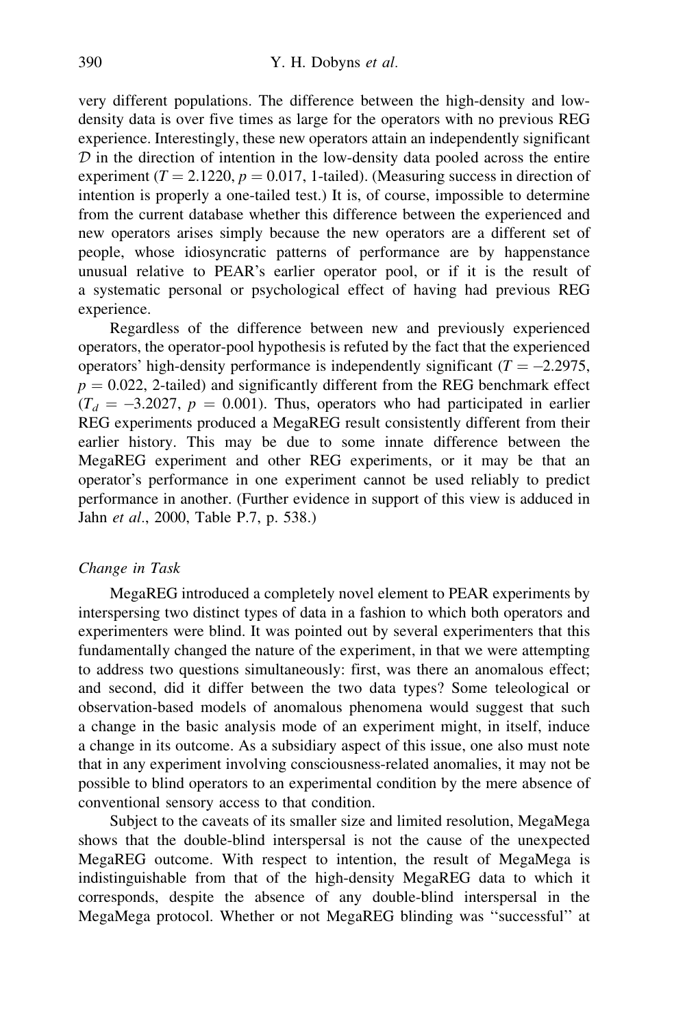very different populations. The difference between the high-density and low-density data is over five times as large for the operators with no previous REG experience. Interestingly, these new operators attain an independently significant $\mathcal{D}$ in the direction of intention in the low-density data pooled across the entire experiment ($T = 2.1220$, $p = 0.017$, 1-tailed). (Measuring success in direction of intention is properly a one-tailed test.) It is, of course, impossible to determine from the current database whether this difference between the experienced and new operators arises simply because the new operators are a different set of people, whose idiosyncratic patterns of performance are by happenstance unusual relative to PEAR's earlier operator pool, or if it is the result of a systematic personal or psychological effect of having had previous REG experience.

Regardless of the difference between new and previously experienced operators, the operator-pool hypothesis is refuted by the fact that the experienced operators' high-density performance is independently significant ($T = -2.2975$, $p = 0.022$, 2-tailed) and significantly different from the REG benchmark effect ($T_d = -3.2027$, $p = 0.001$). Thus, operators who had participated in earlier REG experiments produced a MegaREG result consistently different from their earlier history. This may be due to some innate difference between the MegaREG experiment and other REG experiments, or it may be that an operator's performance in one experiment cannot be used reliably to predict performance in another. (Further evidence in support of this view is adduced in Jahn *et al*., 2000, Table P.7, p. 538.)

### *Change in Task*

MegaREG introduced a completely novel element to PEAR experiments by interspersing two distinct types of data in a fashion to which both operators and experimenters were blind. It was pointed out by several experimenters that this fundamentally changed the nature of the experiment, in that we were attempting to address two questions simultaneously: first, was there an anomalous effect; and second, did it differ between the two data types? Some teleological or observation-based models of anomalous phenomena would suggest that such a change in the basic analysis mode of an experiment might, in itself, induce a change in its outcome. As a subsidiary aspect of this issue, one also must note that in any experiment involving consciousness-related anomalies, it may not be possible to blind operators to an experimental condition by the mere absence of conventional sensory access to that condition.

Subject to the caveats of its smaller size and limited resolution, MegaMega shows that the double-blind interspersal is not the cause of the unexpected MegaREG outcome. With respect to intention, the result of MegaMega is indistinguishable from that of the high-density MegaREG data to which it corresponds, despite the absence of any double-blind interspersal in the MegaMega protocol. Whether or not MegaREG blinding was "successful" at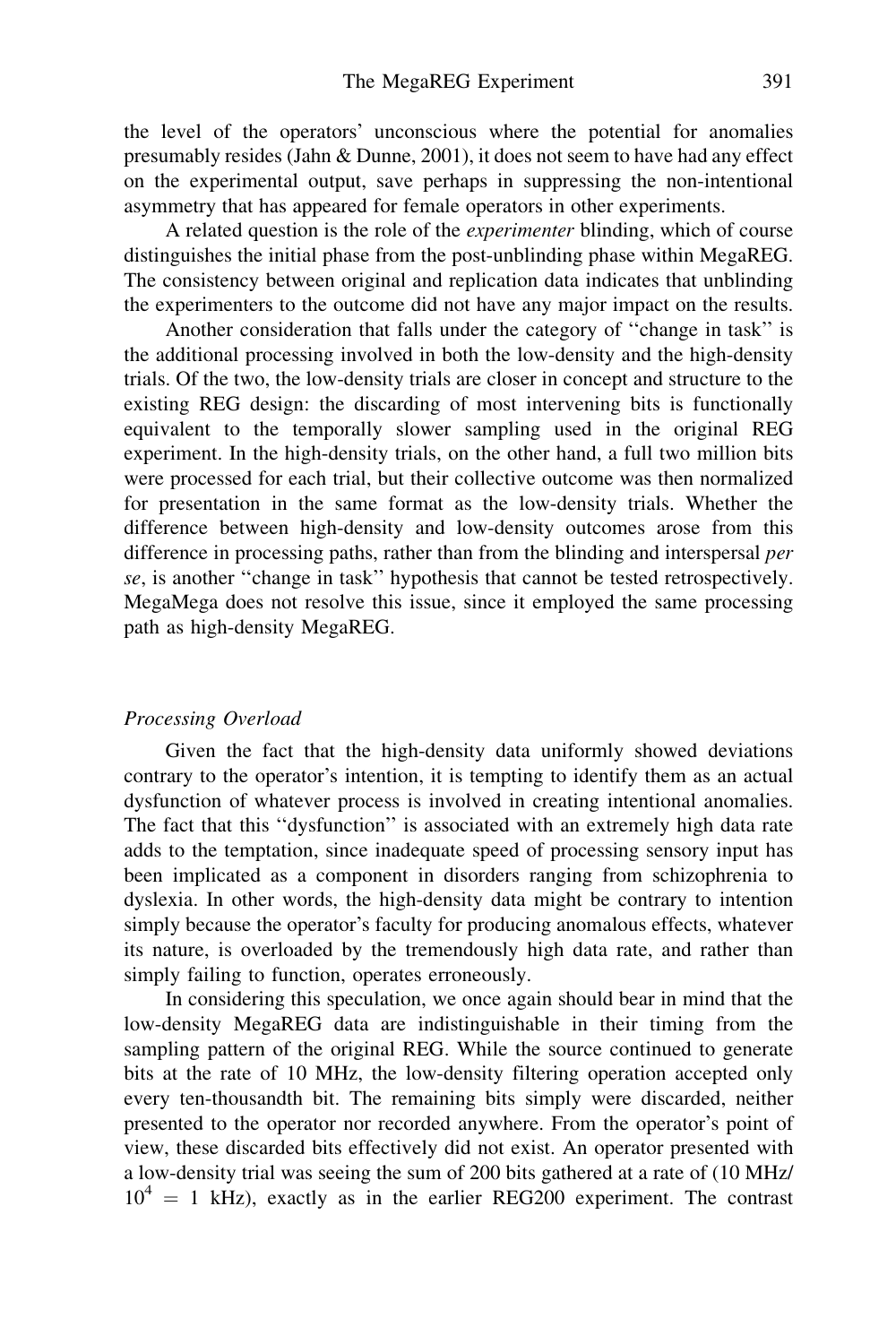the level of the operators' unconscious where the potential for anomalies presumably resides (Jahn & Dunne, 2001), it does not seem to have had any effect on the experimental output, save perhaps in suppressing the non-intentional asymmetry that has appeared for female operators in other experiments.

A related question is the role of the *experimenter* blinding, which of course distinguishes the initial phase from the post-unblinding phase within MegaREG. The consistency between original and replication data indicates that unblinding the experimenters to the outcome did not have any major impact on the results.

Another consideration that falls under the category of ''change in task'' is the additional processing involved in both the low-density and the high-density trials. Of the two, the low-density trials are closer in concept and structure to the existing REG design: the discarding of most intervening bits is functionally equivalent to the temporally slower sampling used in the original REG experiment. In the high-density trials, on the other hand, a full two million bits were processed for each trial, but their collective outcome was then normalized for presentation in the same format as the low-density trials. Whether the difference between high-density and low-density outcomes arose from this difference in processing paths, rather than from the blinding and interspersal *per se*, is another ''change in task'' hypothesis that cannot be tested retrospectively. MegaMega does not resolve this issue, since it employed the same processing path as high-density MegaREG.

### *Processing Overload*

Given the fact that the high-density data uniformly showed deviations contrary to the operator's intention, it is tempting to identify them as an actual dysfunction of whatever process is involved in creating intentional anomalies. The fact that this ''dysfunction'' is associated with an extremely high data rate adds to the temptation, since inadequate speed of processing sensory input has been implicated as a component in disorders ranging from schizophrenia to dyslexia. In other words, the high-density data might be contrary to intention simply because the operator's faculty for producing anomalous effects, whatever its nature, is overloaded by the tremendously high data rate, and rather than simply failing to function, operates erroneously.

In considering this speculation, we once again should bear in mind that the low-density MegaREG data are indistinguishable in their timing from the sampling pattern of the original REG. While the source continued to generate bits at the rate of 10 MHz, the low-density filtering operation accepted only every ten-thousandth bit. The remaining bits simply were discarded, neither presented to the operator nor recorded anywhere. From the operator's point of view, these discarded bits effectively did not exist. An operator presented with a low-density trial was seeing the sum of 200 bits gathered at a rate of (10 MHz/$10^4$ = 1 kHz), exactly as in the earlier REG200 experiment. The contrast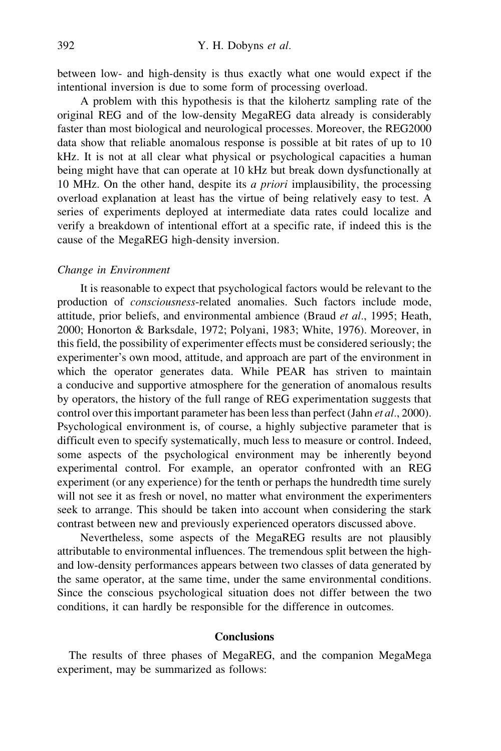between low- and high-density is thus exactly what one would expect if the intentional inversion is due to some form of processing overload.

A problem with this hypothesis is that the kilohertz sampling rate of the original REG and of the low-density MegaREG data already is considerably faster than most biological and neurological processes. Moreover, the REG2000 data show that reliable anomalous response is possible at bit rates of up to 10 kHz. It is not at all clear what physical or psychological capacities a human being might have that can operate at 10 kHz but break down dysfunctionally at 10 MHz. On the other hand, despite its *a priori* implausibility, the processing overload explanation at least has the virtue of being relatively easy to test. A series of experiments deployed at intermediate data rates could localize and verify a breakdown of intentional effort at a specific rate, if indeed this is the cause of the MegaREG high-density inversion.

### *Change in Environment*

It is reasonable to expect that psychological factors would be relevant to the production of *consciousness*-related anomalies. Such factors include mode, attitude, prior beliefs, and environmental ambience (Braud *et al*., 1995; Heath, 2000; Honorton & Barksdale, 1972; Polyani, 1983; White, 1976). Moreover, in this field, the possibility of experimenter effects must be considered seriously; the experimenter's own mood, attitude, and approach are part of the environment in which the operator generates data. While PEAR has striven to maintain a conducive and supportive atmosphere for the generation of anomalous results by operators, the history of the full range of REG experimentation suggests that control over this important parameter has been less than perfect (Jahn *et al*., 2000). Psychological environment is, of course, a highly subjective parameter that is difficult even to specify systematically, much less to measure or control. Indeed, some aspects of the psychological environment may be inherently beyond experimental control. For example, an operator confronted with an REG experiment (or any experience) for the tenth or perhaps the hundredth time surely will not see it as fresh or novel, no matter what environment the experimenters seek to arrange. This should be taken into account when considering the stark contrast between new and previously experienced operators discussed above.

Nevertheless, some aspects of the MegaREG results are not plausibly attributable to environmental influences. The tremendous split between the high- and low-density performances appears between two classes of data generated by the same operator, at the same time, under the same environmental conditions. Since the conscious psychological situation does not differ between the two conditions, it can hardly be responsible for the difference in outcomes.

## Conclusions

The results of three phases of MegaREG, and the companion MegaMega experiment, may be summarized as follows: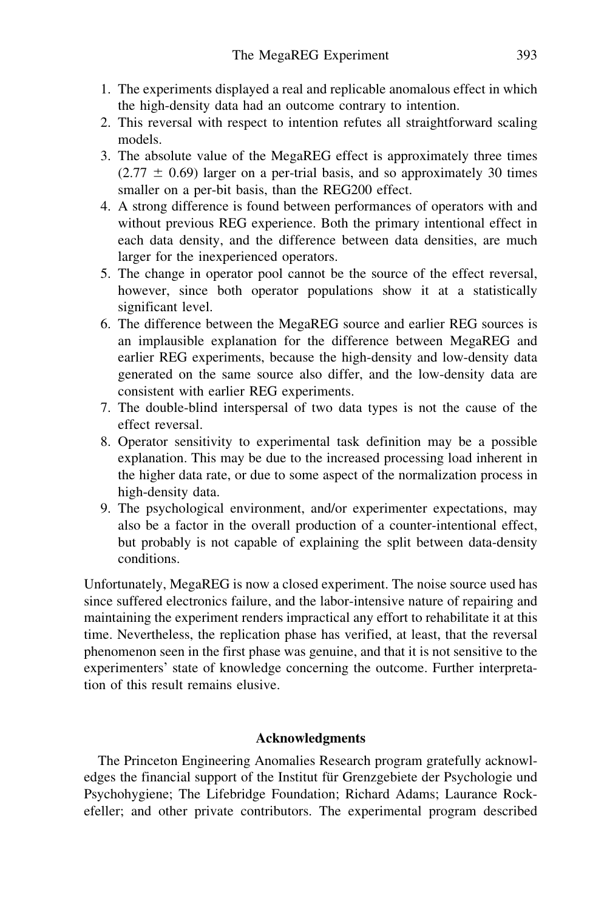1. The experiments displayed a real and replicable anomalous effect in which the high-density data had an outcome contrary to intention.
2. This reversal with respect to intention refutes all straightforward scaling models.
3. The absolute value of the MegaREG effect is approximately three times ($2.77 \pm 0.69$) larger on a per-trial basis, and so approximately 30 times smaller on a per-bit basis, than the REG200 effect.
4. A strong difference is found between performances of operators with and without previous REG experience. Both the primary intentional effect in each data density, and the difference between data densities, are much larger for the inexperienced operators.
5. The change in operator pool cannot be the source of the effect reversal, however, since both operator populations show it at a statistically significant level.
6. The difference between the MegaREG source and earlier REG sources is an implausible explanation for the difference between MegaREG and earlier REG experiments, because the high-density and low-density data generated on the same source also differ, and the low-density data are consistent with earlier REG experiments.
7. The double-blind interspersal of two data types is not the cause of the effect reversal.
8. Operator sensitivity to experimental task definition may be a possible explanation. This may be due to the increased processing load inherent in the higher data rate, or due to some aspect of the normalization process in high-density data.
9. The psychological environment, and/or experimenter expectations, may also be a factor in the overall production of a counter-intentional effect, but probably is not capable of explaining the split between data-density conditions.

Unfortunately, MegaREG is now a closed experiment. The noise source used has since suffered electronics failure, and the labor-intensive nature of repairing and maintaining the experiment renders impractical any effort to rehabilitate it at this time. Nevertheless, the replication phase has verified, at least, that the reversal phenomenon seen in the first phase was genuine, and that it is not sensitive to the experimenters' state of knowledge concerning the outcome. Further interpretation of this result remains elusive.

## Acknowledgments

The Princeton Engineering Anomalies Research program gratefully acknowledges the financial support of the Institut für Grenzgebiete der Psychologie und Psychohygiene; The Lifebridge Foundation; Richard Adams; Laurance Rockefeller; and other private contributors. The experimental program described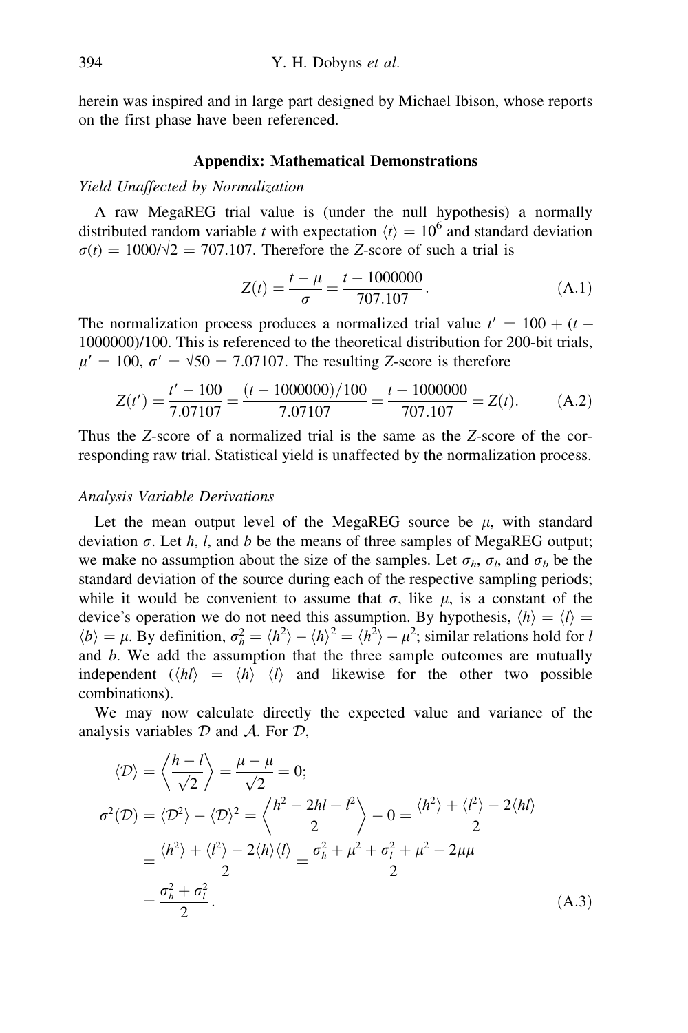herein was inspired and in large part designed by Michael Ibison, whose reports on the first phase have been referenced.

## Appendix: Mathematical Demonstrations

### *Yield Unaffected by Normalization*

A raw MegaREG trial value is (under the null hypothesis) a normally distributed random variable $t$ with expectation $\langle t \rangle = 10^6$ and standard deviation $\sigma(t) = 1000/\sqrt{2} = 707.107$. Therefore the $Z$-score of such a trial is

$$Z(t) = \frac{t - \mu}{\sigma} = \frac{t - 1000000}{707.107}. \tag{A.1}$$

The normalization process produces a normalized trial value $t' = 100 + (t - 1000000)/100$. This is referenced to the theoretical distribution for 200-bit trials, $\mu' = 100$, $\sigma' = \sqrt{50} = 7.07107$. The resulting $Z$-score is therefore

$$Z(t') = \frac{t' - 100}{7.07107} = \frac{(t - 1000000)/100}{7.07107} = \frac{t - 1000000}{707.107} = Z(t). \tag{A.2}$$

Thus the $Z$-score of a normalized trial is the same as the $Z$-score of the corresponding raw trial. Statistical yield is unaffected by the normalization process.

### *Analysis Variable Derivations*

Let the mean output level of the MegaREG source be $\mu$, with standard deviation $\sigma$. Let $h$, $l$, and $b$ be the means of three samples of MegaREG output; we make no assumption about the size of the samples. Let $\sigma_h$, $\sigma_l$, and $\sigma_b$ be the standard deviation of the source during each of the respective sampling periods; while it would be convenient to assume that $\sigma$, like $\mu$, is a constant of the device's operation we do not need this assumption. By hypothesis, $\langle h \rangle = \langle l \rangle = \langle b \rangle = \mu$. By definition, $\sigma_h^2 = \langle h^2 \rangle - \langle h \rangle^2 = \langle h^2 \rangle - \mu^2$; similar relations hold for $l$ and $b$. We add the assumption that the three sample outcomes are mutually independent ($\langle hl \rangle = \langle h \rangle \langle l \rangle$ and likewise for the other two possible combinations).

We may now calculate directly the expected value and variance of the analysis variables $\mathcal{D}$ and $\mathcal{A}$. For $\mathcal{D}$,

$$\begin{aligned}
\langle \mathcal{D} \rangle &= \left\langle \frac{h - l}{\sqrt{2}} \right\rangle = \frac{\mu - \mu}{\sqrt{2}} = 0; \\
\sigma^2(\mathcal{D}) &= \langle \mathcal{D}^2 \rangle - \langle \mathcal{D} \rangle^2 = \left\langle \frac{h^2 - 2hl + l^2}{2} \right\rangle - 0 = \frac{\langle h^2 \rangle + \langle l^2 \rangle - 2\langle hl \rangle}{2} \\
&= \frac{\langle h^2 \rangle + \langle l^2 \rangle - 2\langle h \rangle \langle l \rangle}{2} = \frac{\sigma_h^2 + \mu^2 + \sigma_l^2 + \mu^2 - 2\mu\mu}{2} \\
&= \frac{\sigma_h^2 + \sigma_l^2}{2}.
\end{aligned} \tag{A.3}$$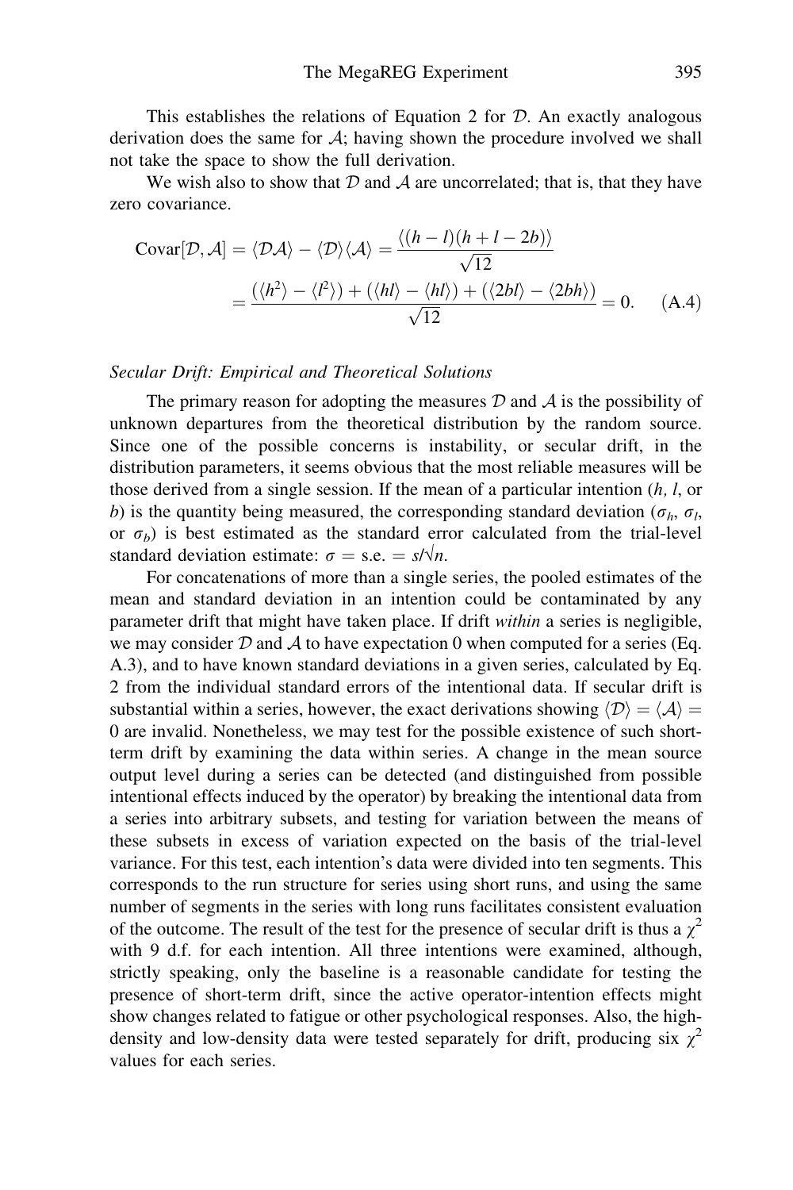This establishes the relations of Equation 2 for $\mathcal{D}$. An exactly analogous derivation does the same for $\mathcal{A}$; having shown the procedure involved we shall not take the space to show the full derivation.

We wish also to show that $\mathcal{D}$ and $\mathcal{A}$ are uncorrelated; that is, that they have zero covariance.

$$\begin{aligned}\text{Covar}[\mathcal{D}, \mathcal{A}] &= \langle \mathcal{D}\mathcal{A} \rangle - \langle \mathcal{D} \rangle \langle \mathcal{A} \rangle = \frac{\langle (h-l)(h+l-2b) \rangle}{\sqrt{12}} \\ &= \frac{(\langle h^2 \rangle - \langle l^2 \rangle) + (\langle hl \rangle - \langle hl \rangle) + (\langle 2bl \rangle - \langle 2bh \rangle)}{\sqrt{12}} = 0. \qquad \text{(A.4)}\end{aligned}$$

*Secular Drift: Empirical and Theoretical Solutions*

The primary reason for adopting the measures $\mathcal{D}$ and $\mathcal{A}$ is the possibility of unknown departures from the theoretical distribution by the random source. Since one of the possible concerns is instability, or secular drift, in the distribution parameters, it seems obvious that the most reliable measures will be those derived from a single session. If the mean of a particular intention ($h$, $l$, or $b$) is the quantity being measured, the corresponding standard deviation ($\sigma_h$, $\sigma_l$, or $\sigma_b$) is best estimated as the standard error calculated from the trial-level standard deviation estimate: $\sigma = \text{s.e.} = s/\sqrt{n}$.

For concatenations of more than a single series, the pooled estimates of the mean and standard deviation in an intention could be contaminated by any parameter drift that might have taken place. If drift *within* a series is negligible, we may consider $\mathcal{D}$ and $\mathcal{A}$ to have expectation 0 when computed for a series (Eq. A.3), and to have known standard deviations in a given series, calculated by Eq. 2 from the individual standard errors of the intentional data. If secular drift is substantial within a series, however, the exact derivations showing $\langle \mathcal{D} \rangle = \langle \mathcal{A} \rangle = 0$ are invalid. Nonetheless, we may test for the possible existence of such short-term drift by examining the data within series. A change in the mean source output level during a series can be detected (and distinguished from possible intentional effects induced by the operator) by breaking the intentional data from a series into arbitrary subsets, and testing for variation between the means of these subsets in excess of variation expected on the basis of the trial-level variance. For this test, each intention's data were divided into ten segments. This corresponds to the run structure for series using short runs, and using the same number of segments in the series with long runs facilitates consistent evaluation of the outcome. The result of the test for the presence of secular drift is thus a $\chi^2$ with 9 d.f. for each intention. All three intentions were examined, although, strictly speaking, only the baseline is a reasonable candidate for testing the presence of short-term drift, since the active operator-intention effects might show changes related to fatigue or other psychological responses. Also, the high-density and low-density data were tested separately for drift, producing six $\chi^2$ values for each series.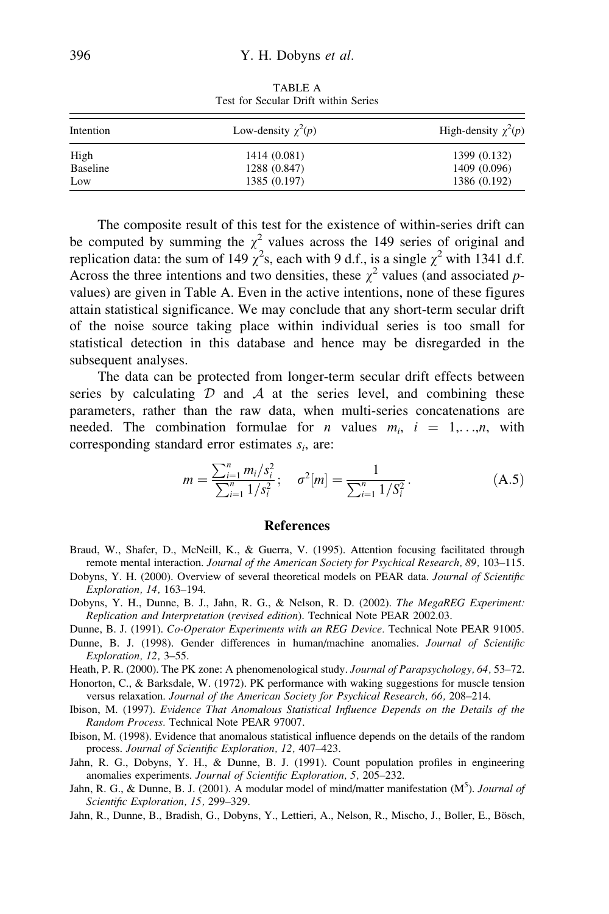TABLE A
Test for Secular Drift within Series

| Intention | Low-density $\chi^2(p)$ | High-density $\chi^2(p)$ |
|---|---|---|
| High | 1414 (0.081) | 1399 (0.132) |
| Baseline | 1288 (0.847) | 1409 (0.096) |
| Low | 1385 (0.197) | 1386 (0.192) |

The composite result of this test for the existence of within-series drift can be computed by summing the $\chi^2$ values across the 149 series of original and replication data: the sum of 149 $\chi^2$s, each with 9 d.f., is a single $\chi^2$ with 1341 d.f. Across the three intentions and two densities, these $\chi^2$ values (and associated $p$-values) are given in Table A. Even in the active intentions, none of these figures attain statistical significance. We may conclude that any short-term secular drift of the noise source taking place within individual series is too small for statistical detection in this database and hence may be disregarded in the subsequent analyses.

The data can be protected from longer-term secular drift effects between series by calculating $\mathcal{D}$ and $\mathcal{A}$ at the series level, and combining these parameters, rather than the raw data, when multi-series concatenations are needed. The combination formulae for $n$ values $m_i$, $i = 1,\ldots,n$, with corresponding standard error estimates $s_i$, are:

$$m = \frac{\sum_{i=1}^{n} m_i/s_i^2}{\sum_{i=1}^{n} 1/s_i^2}; \quad \sigma^2[m] = \frac{1}{\sum_{i=1}^{n} 1/S_i^2}. \tag{A.5}$$

## References

Braud, W., Shafer, D., McNeill, K., & Guerra, V. (1995). Attention focusing facilitated through remote mental interaction. *Journal of the American Society for Psychical Research, 89,* 103–115.

Dobyns, Y. H. (2000). Overview of several theoretical models on PEAR data. *Journal of Scientific Exploration, 14,* 163–194.

Dobyns, Y. H., Dunne, B. J., Jahn, R. G., & Nelson, R. D. (2002). *The MegaREG Experiment: Replication and Interpretation* (*revised edition*). Technical Note PEAR 2002.03.

Dunne, B. J. (1991). *Co-Operator Experiments with an REG Device.* Technical Note PEAR 91005.

Dunne, B. J. (1998). Gender differences in human/machine anomalies. *Journal of Scientific Exploration, 12,* 3–55.

Heath, P. R. (2000). The PK zone: A phenomenological study. *Journal of Parapsychology, 64,* 53–72.

Honorton, C., & Barksdale, W. (1972). PK performance with waking suggestions for muscle tension versus relaxation. *Journal of the American Society for Psychical Research, 66,* 208–214.

Ibison, M. (1997). *Evidence That Anomalous Statistical Influence Depends on the Details of the Random Process.* Technical Note PEAR 97007.

Ibison, M. (1998). Evidence that anomalous statistical influence depends on the details of the random process. *Journal of Scientific Exploration, 12,* 407–423.

Jahn, R. G., Dobyns, Y. H., & Dunne, B. J. (1991). Count population profiles in engineering anomalies experiments. *Journal of Scientific Exploration, 5,* 205–232.

Jahn, R. G., & Dunne, B. J. (2001). A modular model of mind/matter manifestation (M[5]). *Journal of Scientific Exploration, 15,* 299–329.

Jahn, R., Dunne, B., Bradish, G., Dobyns, Y., Lettieri, A., Nelson, R., Mischo, J., Boller, E., Bösch,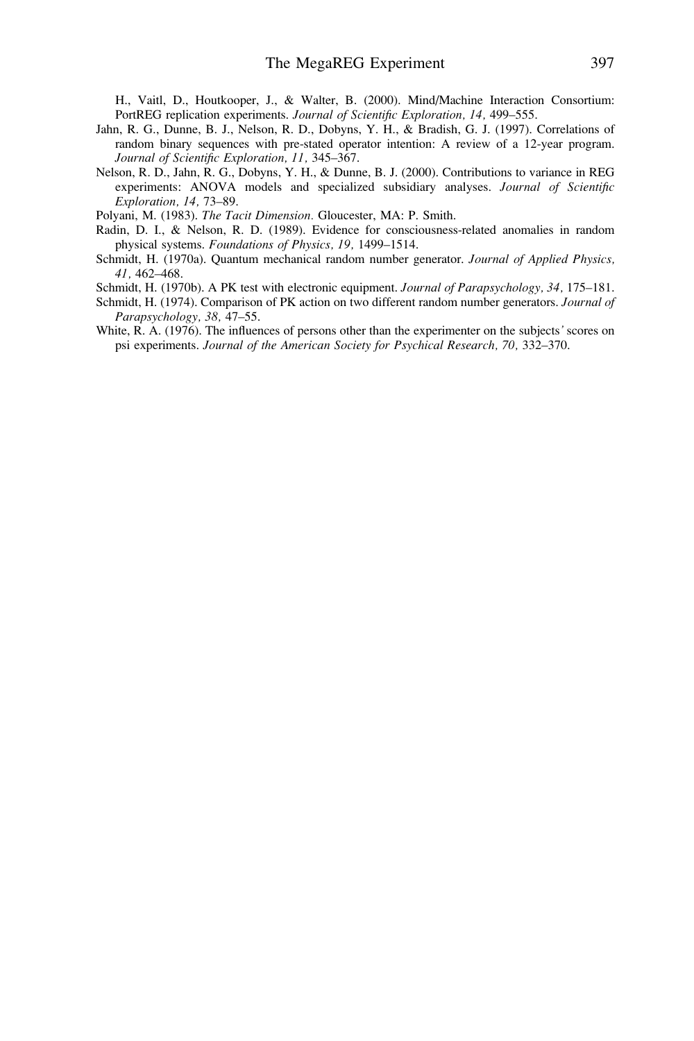H., Vaitl, D., Houtkooper, J., & Walter, B. (2000). Mind/Machine Interaction Consortium: PortREG replication experiments. *Journal of Scientific Exploration, 14,* 499–555.

Jahn, R. G., Dunne, B. J., Nelson, R. D., Dobyns, Y. H., & Bradish, G. J. (1997). Correlations of random binary sequences with pre-stated operator intention: A review of a 12-year program. *Journal of Scientific Exploration, 11,* 345–367.

Nelson, R. D., Jahn, R. G., Dobyns, Y. H., & Dunne, B. J. (2000). Contributions to variance in REG experiments: ANOVA models and specialized subsidiary analyses. *Journal of Scientific Exploration, 14,* 73–89.

Polyani, M. (1983). *The Tacit Dimension.* Gloucester, MA: P. Smith.

Radin, D. I., & Nelson, R. D. (1989). Evidence for consciousness-related anomalies in random physical systems. *Foundations of Physics, 19,* 1499–1514.

Schmidt, H. (1970a). Quantum mechanical random number generator. *Journal of Applied Physics, 41,* 462–468.

Schmidt, H. (1970b). A PK test with electronic equipment. *Journal of Parapsychology, 34,* 175–181.

Schmidt, H. (1974). Comparison of PK action on two different random number generators. *Journal of Parapsychology, 38,* 47–55.

White, R. A. (1976). The influences of persons other than the experimenter on the subjects' scores on psi experiments. *Journal of the American Society for Psychical Research, 70,* 332–370.